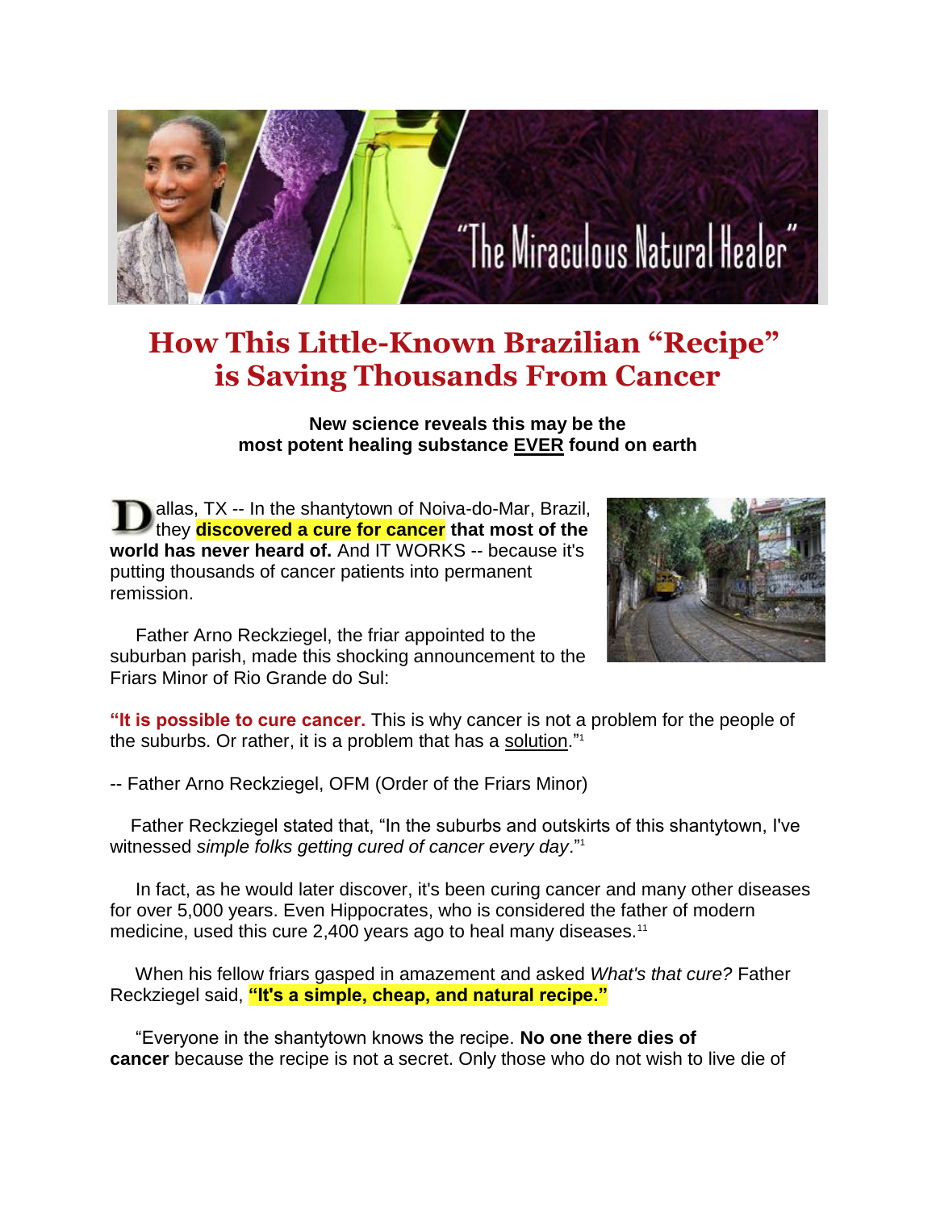# How This Little-Known Brazilian "Recipe" is Saving Thousands From Cancer

**New science reveals this may be the most potent healing substance EVER found on earth**

Dallas, TX -- In the shantytown of Noiva-do-Mar, Brazil, they **discovered a cure for cancer that most of the world has never heard of.** And IT WORKS -- because it's putting thousands of cancer patients into permanent remission.

Father Arno Reckziegel, the friar appointed to the suburban parish, made this shocking announcement to the Friars Minor of Rio Grande do Sul:

**"It is possible to cure cancer.** This is why cancer is not a problem for the people of the suburbs. Or rather, it is a problem that has a solution."[1]

-- Father Arno Reckziegel, OFM (Order of the Friars Minor)

Father Reckziegel stated that, "In the suburbs and outskirts of this shantytown, I've witnessed *simple folks getting cured of cancer every day*."[1]

In fact, as he would later discover, it's been curing cancer and many other diseases for over 5,000 years. Even Hippocrates, who is considered the father of modern medicine, used this cure 2,400 years ago to heal many diseases.[11]

When his fellow friars gasped in amazement and asked *What's that cure?* Father Reckziegel said, **"It's a simple, cheap, and natural recipe."**

"Everyone in the shantytown knows the recipe. **No one there dies of cancer** because the recipe is not a secret. Only those who do not wish to live die of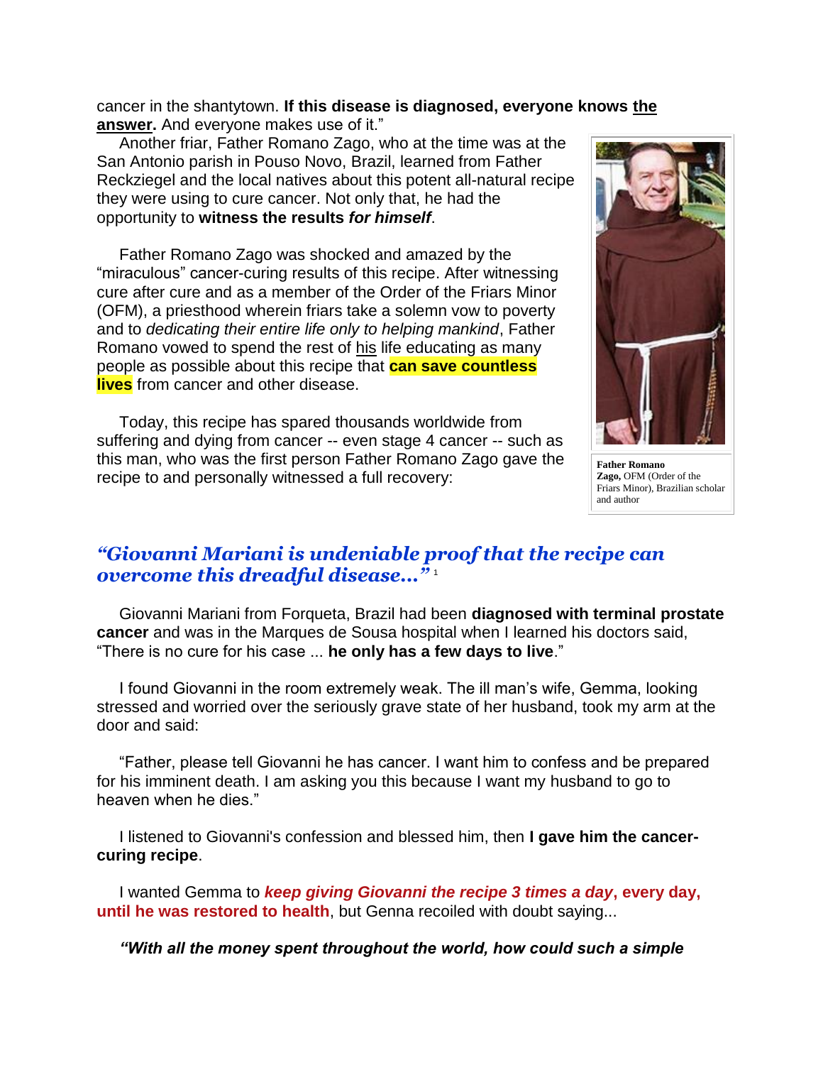cancer in the shantytown. **If this disease is diagnosed, everyone knows the answer.** And everyone makes use of it."

Another friar, Father Romano Zago, who at the time was at the San Antonio parish in Pouso Novo, Brazil, learned from Father Reckziegel and the local natives about this potent all-natural recipe they were using to cure cancer. Not only that, he had the opportunity to **witness the results *for himself***.

Father Romano Zago was shocked and amazed by the "miraculous" cancer-curing results of this recipe. After witnessing cure after cure and as a member of the Order of the Friars Minor (OFM), a priesthood wherein friars take a solemn vow to poverty and to *dedicating their entire life only to helping mankind*, Father Romano vowed to spend the rest of his life educating as many people as possible about this recipe that **can save countless lives** from cancer and other disease.

Today, this recipe has spared thousands worldwide from suffering and dying from cancer -- even stage 4 cancer -- such as this man, who was the first person Father Romano Zago gave the recipe to and personally witnessed a full recovery:

**Father Romano Zago,** OFM (Order of the Friars Minor), Brazilian scholar and author

## *"Giovanni Mariani is undeniable proof that the recipe can overcome this dreadful disease..."* [1]

Giovanni Mariani from Forqueta, Brazil had been **diagnosed with terminal prostate cancer** and was in the Marques de Sousa hospital when I learned his doctors said, "There is no cure for his case ... **he only has a few days to live**."

I found Giovanni in the room extremely weak. The ill man's wife, Gemma, looking stressed and worried over the seriously grave state of her husband, took my arm at the door and said:

"Father, please tell Giovanni he has cancer. I want him to confess and be prepared for his imminent death. I am asking you this because I want my husband to go to heaven when he dies."

I listened to Giovanni's confession and blessed him, then **I gave him the cancer-curing recipe**.

I wanted Gemma to ***keep giving Giovanni the recipe 3 times a day*, every day, until he was restored to health**, but Genna recoiled with doubt saying...

***"With all the money spent throughout the world, how could such a simple***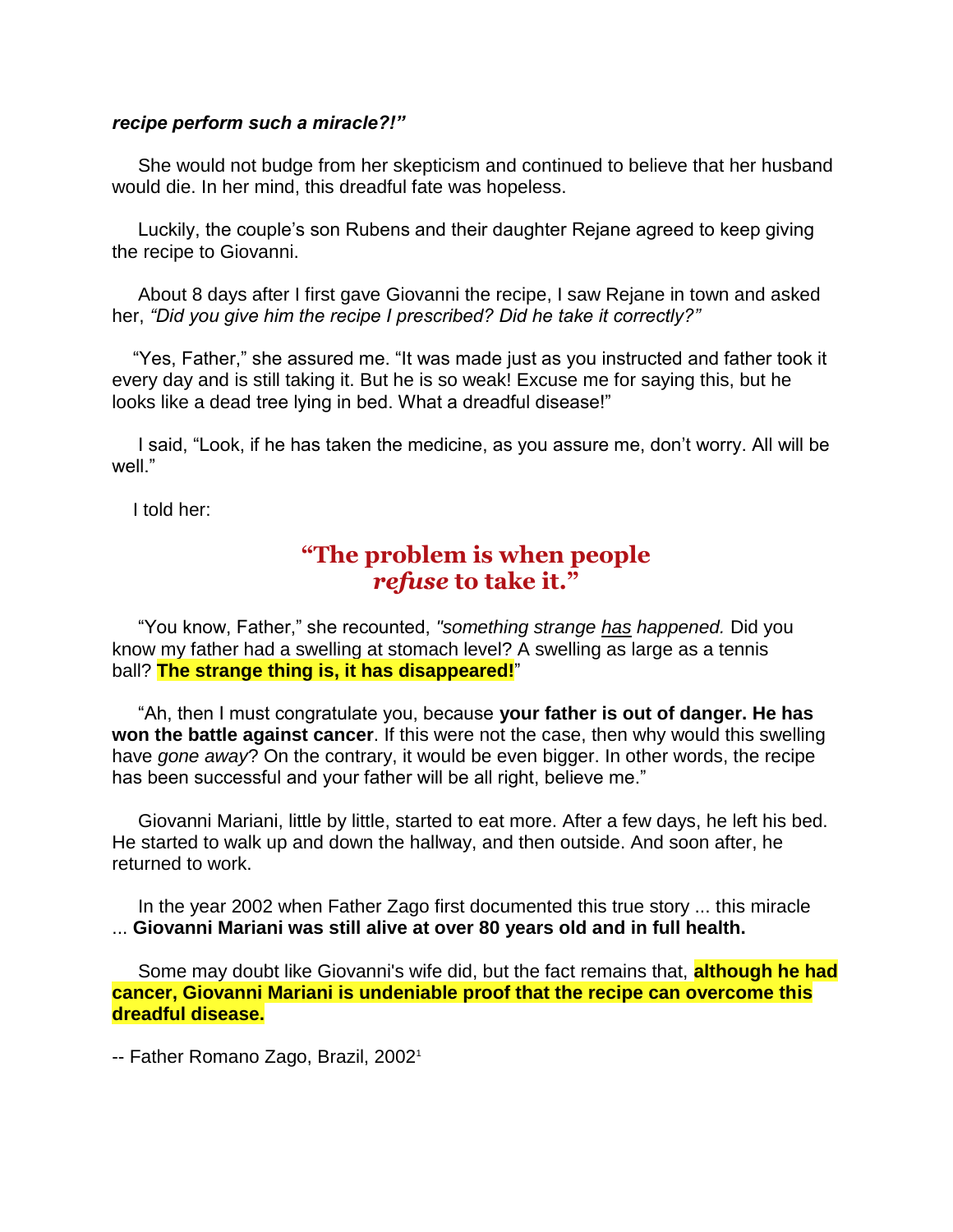***recipe perform such a miracle?!"***

She would not budge from her skepticism and continued to believe that her husband would die. In her mind, this dreadful fate was hopeless.

Luckily, the couple's son Rubens and their daughter Rejane agreed to keep giving the recipe to Giovanni.

About 8 days after I first gave Giovanni the recipe, I saw Rejane in town and asked her, *"Did you give him the recipe I prescribed? Did he take it correctly?"*

"Yes, Father," she assured me. "It was made just as you instructed and father took it every day and is still taking it. But he is so weak! Excuse me for saying this, but he looks like a dead tree lying in bed. What a dreadful disease!"

I said, "Look, if he has taken the medicine, as you assure me, don't worry. All will be well."

I told her:

**"The problem is when people *refuse* to take it."**

"You know, Father," she recounted, *"something strange has happened.* Did you know my father had a swelling at stomach level? A swelling as large as a tennis ball? **The strange thing is, it has disappeared!**"

"Ah, then I must congratulate you, because **your father is out of danger. He has won the battle against cancer**. If this were not the case, then why would this swelling have *gone away*? On the contrary, it would be even bigger. In other words, the recipe has been successful and your father will be all right, believe me."

Giovanni Mariani, little by little, started to eat more. After a few days, he left his bed. He started to walk up and down the hallway, and then outside. And soon after, he returned to work.

In the year 2002 when Father Zago first documented this true story ... this miracle ... **Giovanni Mariani was still alive at over 80 years old and in full health.**

Some may doubt like Giovanni's wife did, but the fact remains that, **although he had cancer, Giovanni Mariani is undeniable proof that the recipe can overcome this dreadful disease.**

-- Father Romano Zago, Brazil, 2002[1]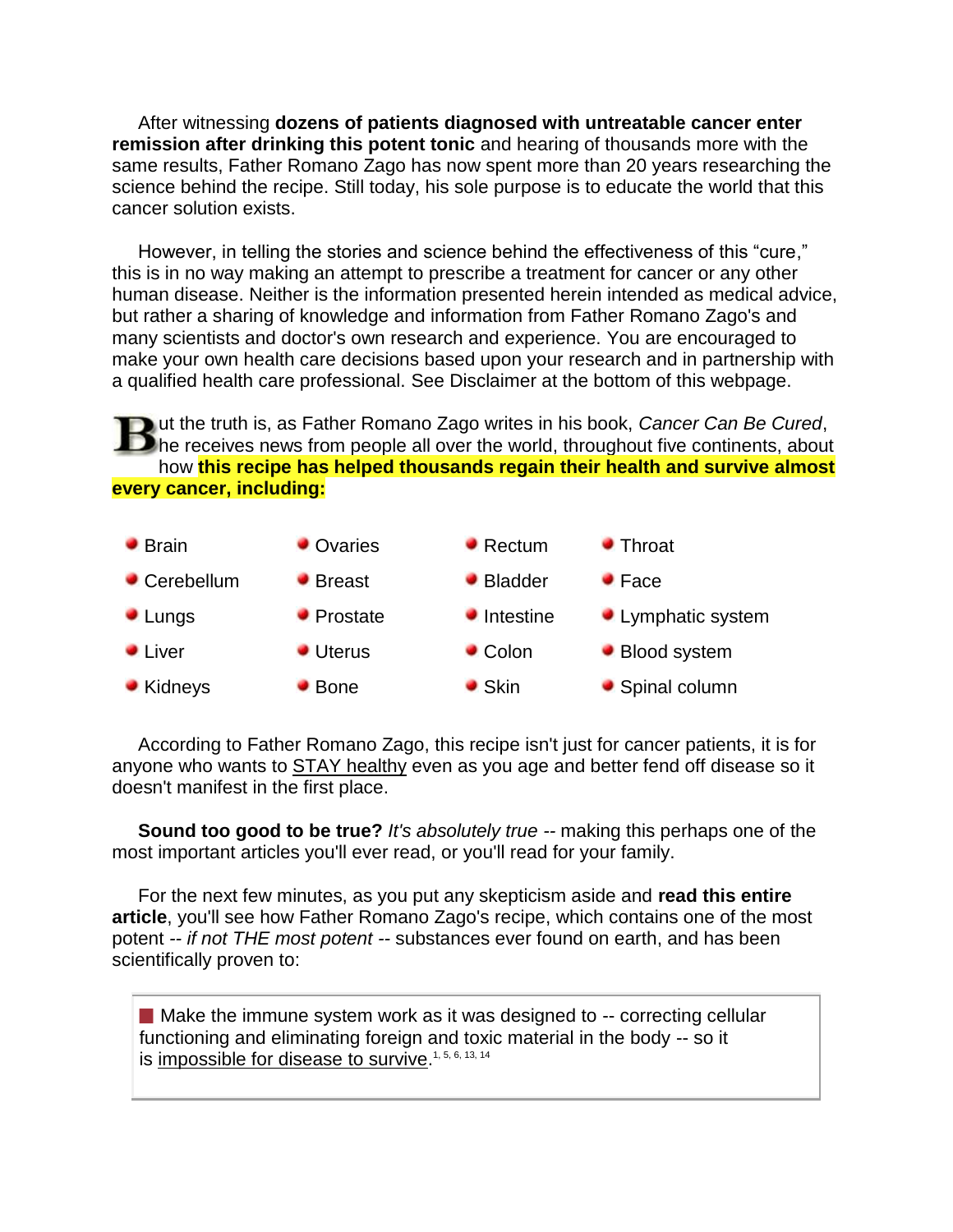After witnessing **dozens of patients diagnosed with untreatable cancer enter remission after drinking this potent tonic** and hearing of thousands more with the same results, Father Romano Zago has now spent more than 20 years researching the science behind the recipe. Still today, his sole purpose is to educate the world that this cancer solution exists.

However, in telling the stories and science behind the effectiveness of this "cure," this is in no way making an attempt to prescribe a treatment for cancer or any other human disease. Neither is the information presented herein intended as medical advice, but rather a sharing of knowledge and information from Father Romano Zago's and many scientists and doctor's own research and experience. You are encouraged to make your own health care decisions based upon your research and in partnership with a qualified health care professional. See Disclaimer at the bottom of this webpage.

But the truth is, as Father Romano Zago writes in his book, *Cancer Can Be Cured*, he receives news from people all over the world, throughout five continents, about how **this recipe has helped thousands regain their health and survive almost every cancer, including:**

- Brain
- Cerebellum
- Lungs
- Liver
- Kidneys
- Ovaries
- Breast
- Prostate
- Uterus
- Bone
- Rectum
- Bladder
- Intestine
- Colon
- Skin
- Throat
- Face
- Lymphatic system
- Blood system
- Spinal column

According to Father Romano Zago, this recipe isn't just for cancer patients, it is for anyone who wants to STAY healthy even as you age and better fend off disease so it doesn't manifest in the first place.

**Sound too good to be true?** *It's absolutely true* -- making this perhaps one of the most important articles you'll ever read, or you'll read for your family.

For the next few minutes, as you put any skepticism aside and **read this entire article**, you'll see how Father Romano Zago's recipe, which contains one of the most potent -- *if not THE most potent* -- substances ever found on earth, and has been scientifically proven to:

- Make the immune system work as it was designed to -- correcting cellular functioning and eliminating foreign and toxic material in the body -- so it is impossible for disease to survive.[1, 5, 6, 13, 14]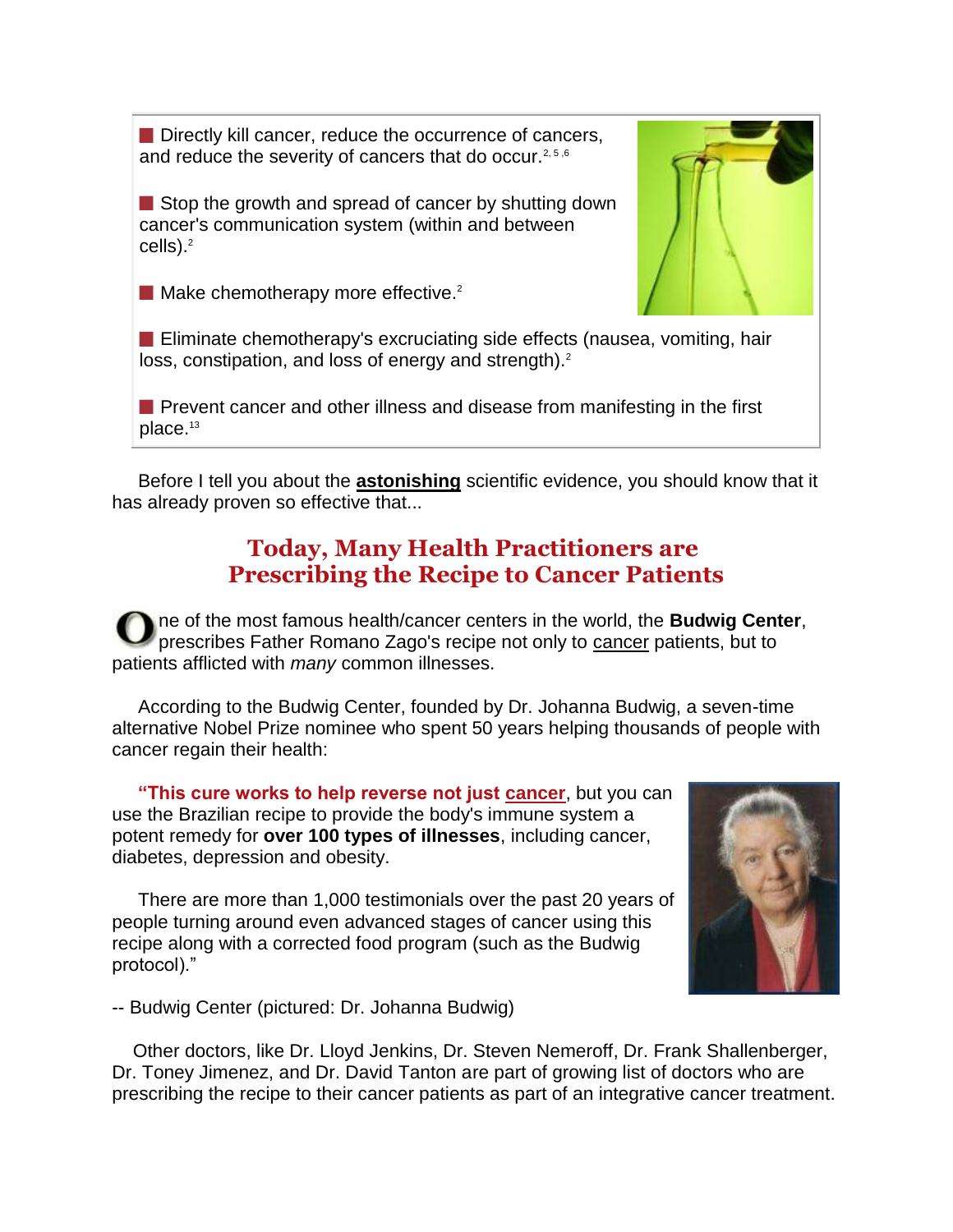- Directly kill cancer, reduce the occurrence of cancers, and reduce the severity of cancers that do occur.[2, 5 ,6]

- Stop the growth and spread of cancer by shutting down cancer's communication system (within and between cells).[2]

- Make chemotherapy more effective.[2]

- Eliminate chemotherapy's excruciating side effects (nausea, vomiting, hair loss, constipation, and loss of energy and strength).[2]

- Prevent cancer and other illness and disease from manifesting in the first place.[13]

Before I tell you about the **astonishing** scientific evidence, you should know that it has already proven so effective that...

## Today, Many Health Practitioners are Prescribing the Recipe to Cancer Patients

One of the most famous health/cancer centers in the world, the **Budwig Center**, prescribes Father Romano Zago's recipe not only to cancer patients, but to patients afflicted with *many* common illnesses.

According to the Budwig Center, founded by Dr. Johanna Budwig, a seven-time alternative Nobel Prize nominee who spent 50 years helping thousands of people with cancer regain their health:

**"This cure works to help reverse not just cancer**, but you can use the Brazilian recipe to provide the body's immune system a potent remedy for **over 100 types of illnesses**, including cancer, diabetes, depression and obesity.

There are more than 1,000 testimonials over the past 20 years of people turning around even advanced stages of cancer using this recipe along with a corrected food program (such as the Budwig protocol)."

-- Budwig Center (pictured: Dr. Johanna Budwig)

Other doctors, like Dr. Lloyd Jenkins, Dr. Steven Nemeroff, Dr. Frank Shallenberger, Dr. Toney Jimenez, and Dr. David Tanton are part of growing list of doctors who are prescribing the recipe to their cancer patients as part of an integrative cancer treatment.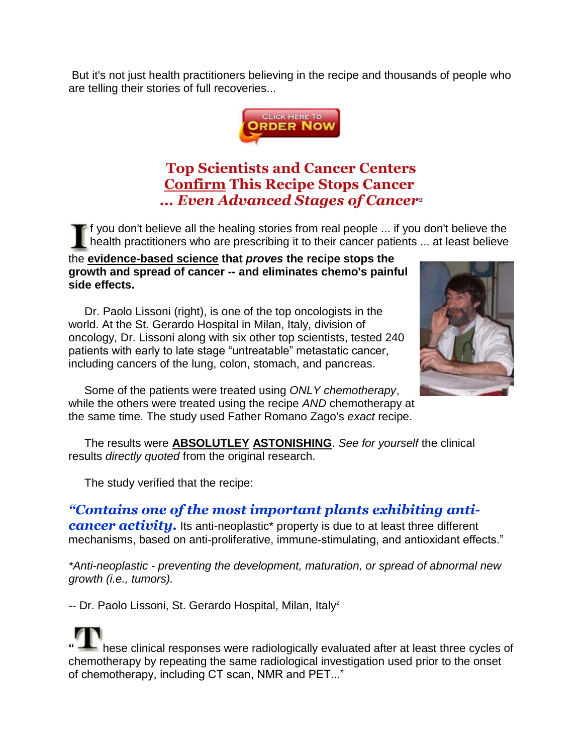But it's not just health practitioners believing in the recipe and thousands of people who are telling their stories of full recoveries...

## Top Scientists and Cancer Centers Confirm This Recipe Stops Cancer *... Even Advanced Stages of Cancer*[2]

If you don't believe all the healing stories from real people ... if you don't believe the health practitioners who are prescribing it to their cancer patients ... at least believe the **evidence-based science that *proves* the recipe stops the growth and spread of cancer -- and eliminates chemo's painful side effects.**

Dr. Paolo Lissoni (right), is one of the top oncologists in the world. At the St. Gerardo Hospital in Milan, Italy, division of oncology, Dr. Lissoni along with six other top scientists, tested 240 patients with early to late stage "untreatable" metastatic cancer, including cancers of the lung, colon, stomach, and pancreas.

Some of the patients were treated using *ONLY chemotherapy*, while the others were treated using the recipe *AND* chemotherapy at the same time. The study used Father Romano Zago's *exact* recipe.

The results were **ABSOLUTLEY ASTONISHING**. *See for yourself* the clinical results *directly quoted* from the original research.

The study verified that the recipe:

***"Contains one of the most important plants exhibiting anti-cancer activity.*** Its anti-neoplastic* property is due to at least three different mechanisms, based on anti-proliferative, immune-stimulating, and antioxidant effects."

**Anti-neoplastic - preventing the development, maturation, or spread of abnormal new growth (i.e., tumors).*

-- Dr. Paolo Lissoni, St. Gerardo Hospital, Milan, Italy[2]

"These clinical responses were radiologically evaluated after at least three cycles of chemotherapy by repeating the same radiological investigation used prior to the onset of chemotherapy, including CT scan, NMR and PET..."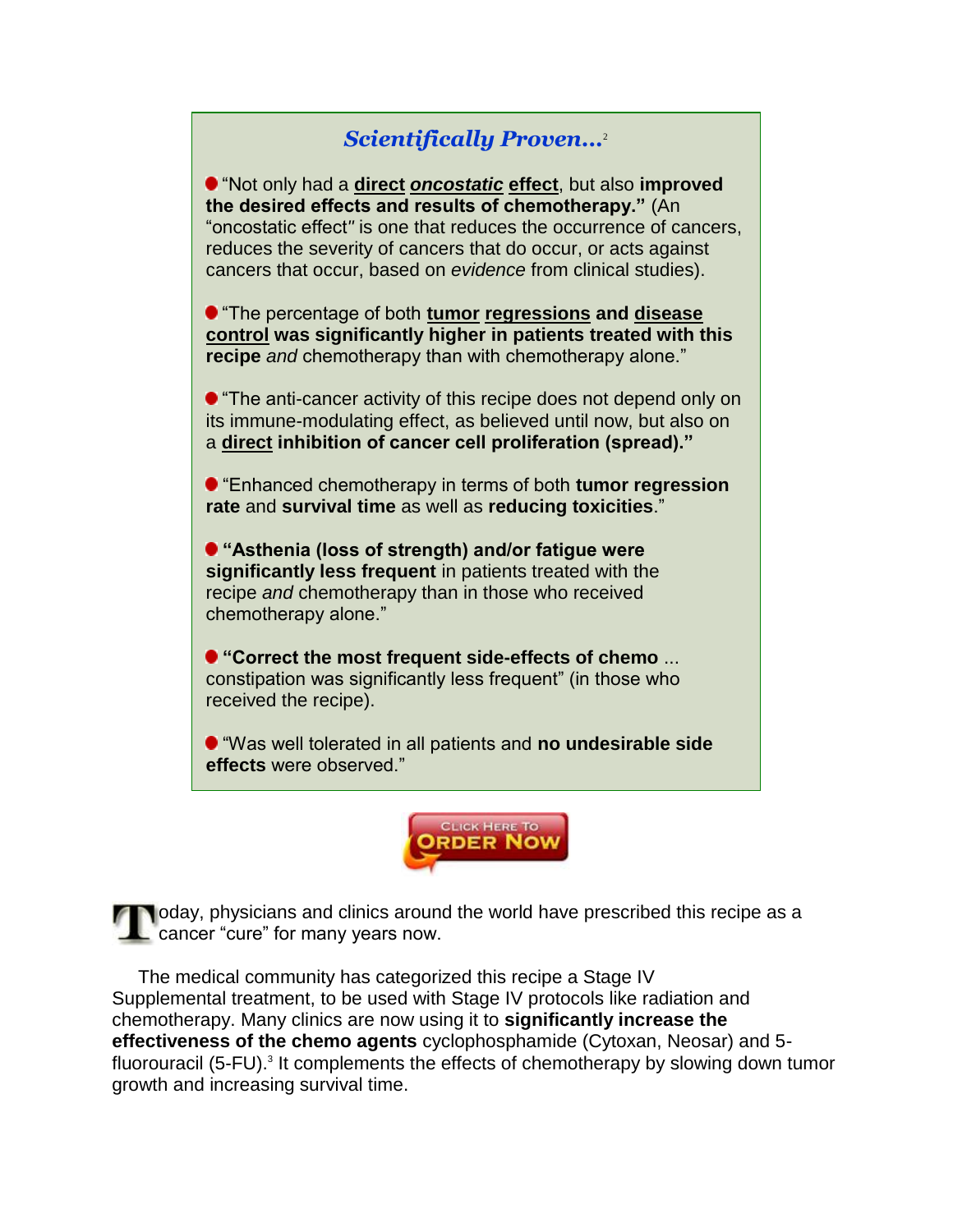## *Scientifically Proven…*[2]

- "Not only had a **direct** ***oncostatic*** **effect**, but also **improved the desired effects and results of chemotherapy."** (An "oncostatic effect" is one that reduces the occurrence of cancers, reduces the severity of cancers that do occur, or acts against cancers that occur, based on *evidence* from clinical studies).

- "The percentage of both **tumor regressions and disease control was significantly higher in patients treated with this recipe** *and* chemotherapy than with chemotherapy alone."

- "The anti-cancer activity of this recipe does not depend only on its immune-modulating effect, as believed until now, but also on a **direct inhibition of cancer cell proliferation (spread)."**

- "Enhanced chemotherapy in terms of both **tumor regression rate** and **survival time** as well as **reducing toxicities**."

- **"Asthenia (loss of strength) and/or fatigue were significantly less frequent** in patients treated with the recipe *and* chemotherapy than in those who received chemotherapy alone."

- **"Correct the most frequent side-effects of chemo** ... constipation was significantly less frequent" (in those who received the recipe).

- "Was well tolerated in all patients and **no undesirable side effects** were observed."

CLICK HERE TO ORDER NOW

Today, physicians and clinics around the world have prescribed this recipe as a cancer "cure" for many years now.

The medical community has categorized this recipe a Stage IV Supplemental treatment, to be used with Stage IV protocols like radiation and chemotherapy. Many clinics are now using it to **significantly increase the effectiveness of the chemo agents** cyclophosphamide (Cytoxan, Neosar) and 5-fluorouracil (5-FU).[3] It complements the effects of chemotherapy by slowing down tumor growth and increasing survival time.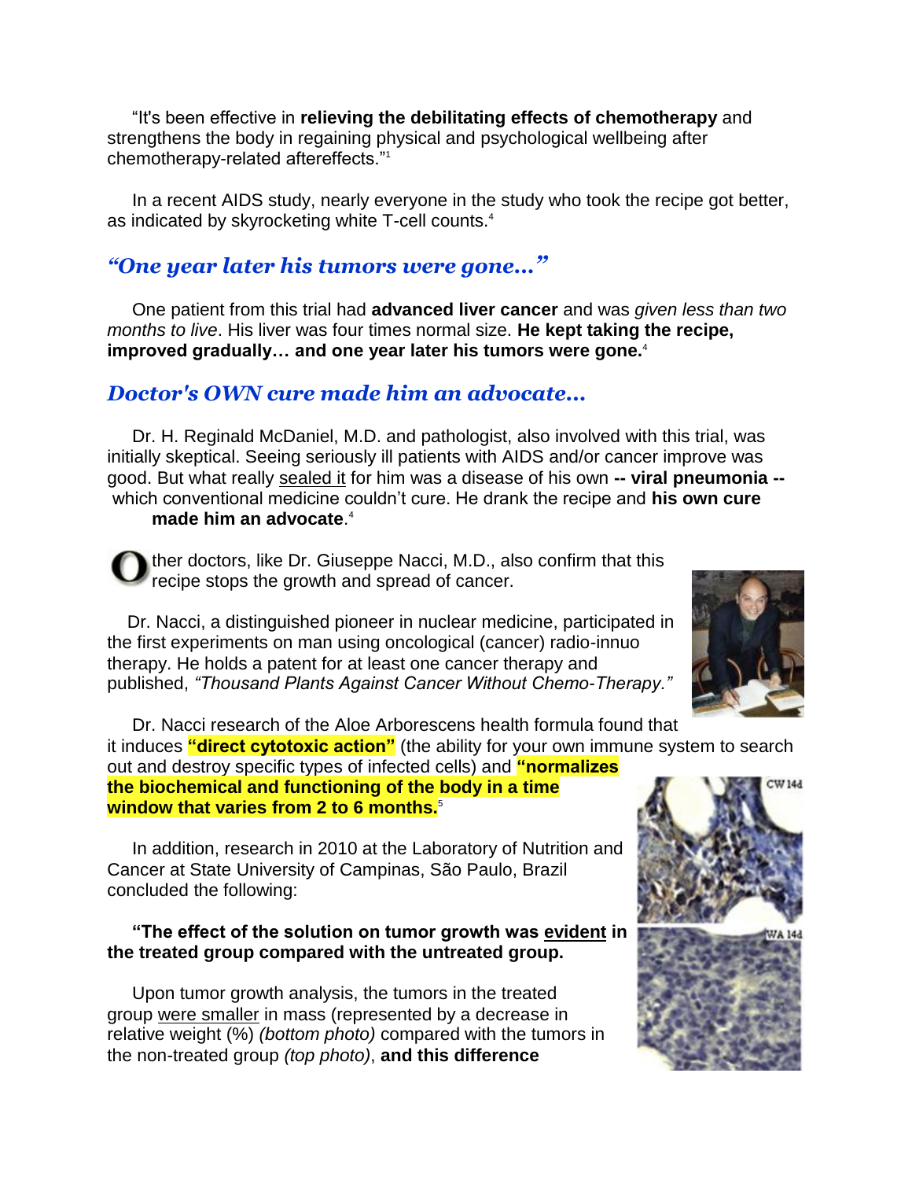"It's been effective in **relieving the debilitating effects of chemotherapy** and strengthens the body in regaining physical and psychological wellbeing after chemotherapy-related aftereffects."[1]

In a recent AIDS study, nearly everyone in the study who took the recipe got better, as indicated by skyrocketing white T-cell counts.[4]

### *"One year later his tumors were gone..."*

One patient from this trial had **advanced liver cancer** and was *given less than two months to live*. His liver was four times normal size. **He kept taking the recipe, improved gradually… and one year later his tumors were gone.**[4]

### *Doctor's OWN cure made him an advocate...*

Dr. H. Reginald McDaniel, M.D. and pathologist, also involved with this trial, was initially skeptical. Seeing seriously ill patients with AIDS and/or cancer improve was good. But what really sealed it for him was a disease of his own **-- viral pneumonia --** which conventional medicine couldn't cure. He drank the recipe and **his own cure made him an advocate**.[4]

Other doctors, like Dr. Giuseppe Nacci, M.D., also confirm that this recipe stops the growth and spread of cancer.

Dr. Nacci, a distinguished pioneer in nuclear medicine, participated in the first experiments on man using oncological (cancer) radio-innuo therapy. He holds a patent for at least one cancer therapy and published, *"Thousand Plants Against Cancer Without Chemo-Therapy."*

Dr. Nacci research of the Aloe Arborescens health formula found that it induces **"direct cytotoxic action"** (the ability for your own immune system to search out and destroy specific types of infected cells) and **"normalizes the biochemical and functioning of the body in a time window that varies from 2 to 6 months.**[5]

In addition, research in 2010 at the Laboratory of Nutrition and Cancer at State University of Campinas, São Paulo, Brazil concluded the following:

**"The effect of the solution on tumor growth was evident in the treated group compared with the untreated group.**

Upon tumor growth analysis, the tumors in the treated group were smaller in mass (represented by a decrease in relative weight (%) *(bottom photo)* compared with the tumors in the non-treated group *(top photo)*, **and this difference**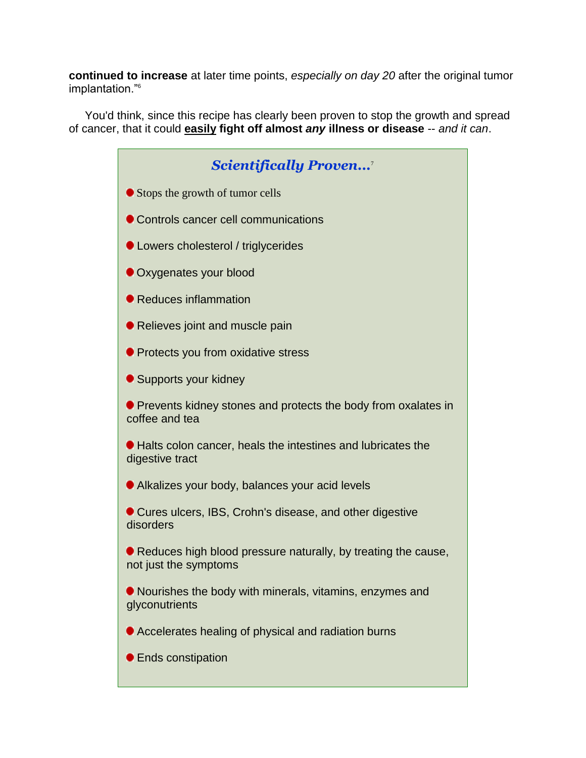**continued to increase** at later time points, *especially on day 20* after the original tumor implantation."[6]

You'd think, since this recipe has clearly been proven to stop the growth and spread of cancer, that it could **easily fight off almost *any* illness or disease** -- *and it can*.

### *Scientifically Proven...*[7]

- Stops the growth of tumor cells
- Controls cancer cell communications
- Lowers cholesterol / triglycerides
- Oxygenates your blood
- Reduces inflammation
- Relieves joint and muscle pain
- Protects you from oxidative stress
- Supports your kidney
- Prevents kidney stones and protects the body from oxalates in coffee and tea
- Halts colon cancer, heals the intestines and lubricates the digestive tract
- Alkalizes your body, balances your acid levels
- Cures ulcers, IBS, Crohn's disease, and other digestive disorders
- Reduces high blood pressure naturally, by treating the cause, not just the symptoms
- Nourishes the body with minerals, vitamins, enzymes and glyconutrients
- Accelerates healing of physical and radiation burns
- Ends constipation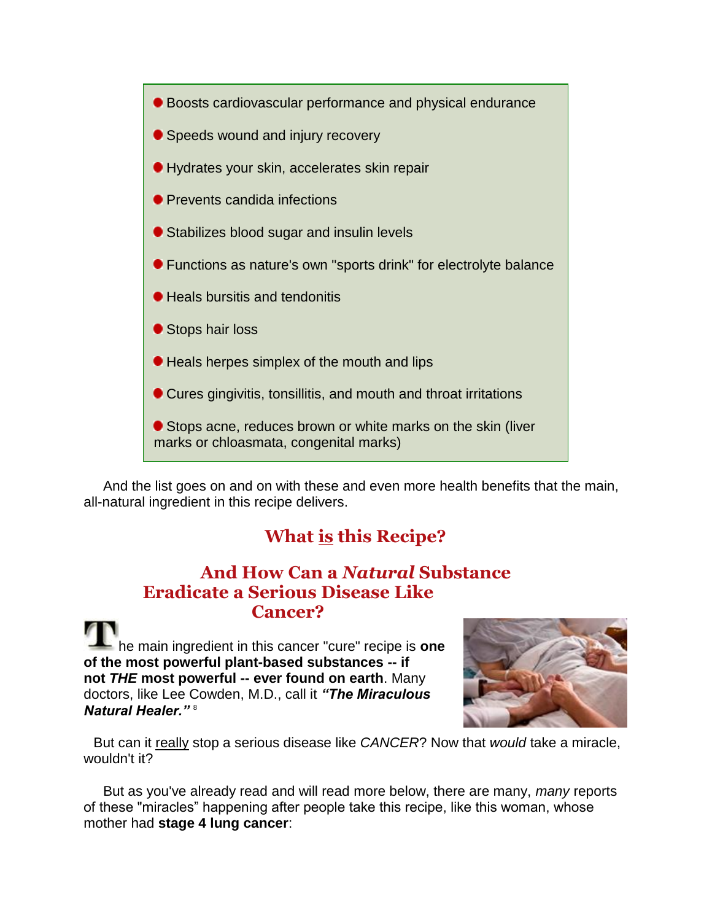- Boosts cardiovascular performance and physical endurance
- Speeds wound and injury recovery
- Hydrates your skin, accelerates skin repair
- Prevents candida infections
- Stabilizes blood sugar and insulin levels
- Functions as nature's own "sports drink" for electrolyte balance
- Heals bursitis and tendonitis
- Stops hair loss
- Heals herpes simplex of the mouth and lips
- Cures gingivitis, tonsillitis, and mouth and throat irritations
- Stops acne, reduces brown or white marks on the skin (liver marks or chloasmata, congenital marks)

And the list goes on and on with these and even more health benefits that the main, all-natural ingredient in this recipe delivers.

## What is this Recipe?

## And How Can a *Natural* Substance Eradicate a Serious Disease Like Cancer?

The main ingredient in this cancer "cure" recipe is **one of the most powerful plant-based substances -- if not *THE* most powerful -- ever found on earth**. Many doctors, like Lee Cowden, M.D., call it ***"The Miraculous Natural Healer."*** [8]

But can it really stop a serious disease like *CANCER*? Now that *would* take a miracle, wouldn't it?

But as you've already read and will read more below, there are many, *many* reports of these "miracles" happening after people take this recipe, like this woman, whose mother had **stage 4 lung cancer**: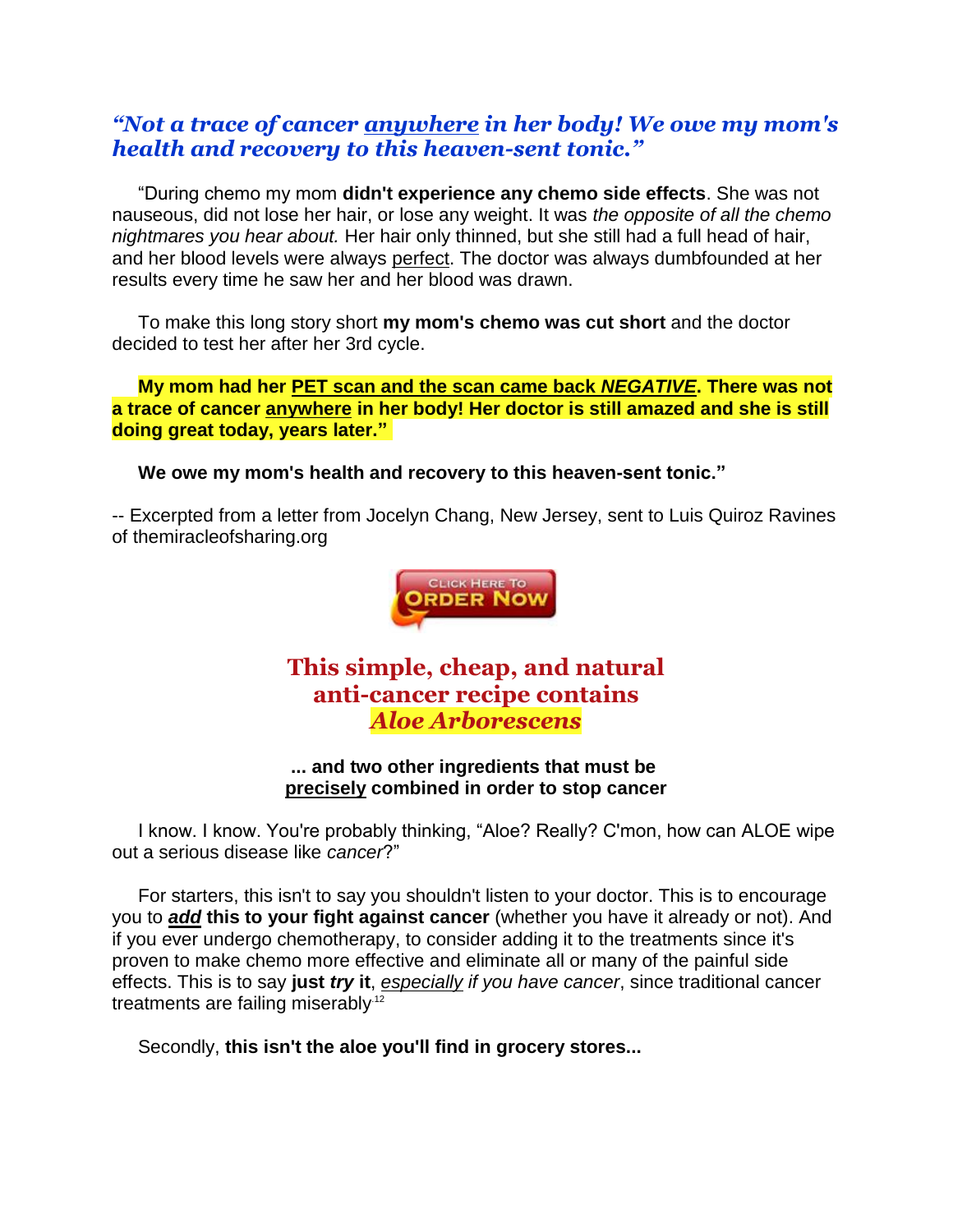## *"Not a trace of cancer anywhere in her body! We owe my mom's health and recovery to this heaven-sent tonic."*

"During chemo my mom **didn't experience any chemo side effects**. She was not nauseous, did not lose her hair, or lose any weight. It was *the opposite of all the chemo nightmares you hear about.* Her hair only thinned, but she still had a full head of hair, and her blood levels were always perfect. The doctor was always dumbfounded at her results every time he saw her and her blood was drawn.

To make this long story short **my mom's chemo was cut short** and the doctor decided to test her after her 3rd cycle.

**My mom had her PET scan and the scan came back *NEGATIVE*. There was not a trace of cancer anywhere in her body! Her doctor is still amazed and she is still doing great today, years later."**

**We owe my mom's health and recovery to this heaven-sent tonic."**

-- Excerpted from a letter from Jocelyn Chang, New Jersey, sent to Luis Quiroz Ravines of themiracleofsharing.org

CLICK HERE TO ORDER NOW

## This simple, cheap, and natural anti-cancer recipe contains *Aloe Arborescens*

**... and two other ingredients that must be precisely combined in order to stop cancer**

I know. I know. You're probably thinking, "Aloe? Really? C'mon, how can ALOE wipe out a serious disease like *cancer*?"

For starters, this isn't to say you shouldn't listen to your doctor. This is to encourage you to ***add*** **this to your fight against cancer** (whether you have it already or not). And if you ever undergo chemotherapy, to consider adding it to the treatments since it's proven to make chemo more effective and eliminate all or many of the painful side effects. This is to say **just *try* it**, *especially if you have cancer*, since traditional cancer treatments are failing miserably[12]

Secondly, **this isn't the aloe you'll find in grocery stores...**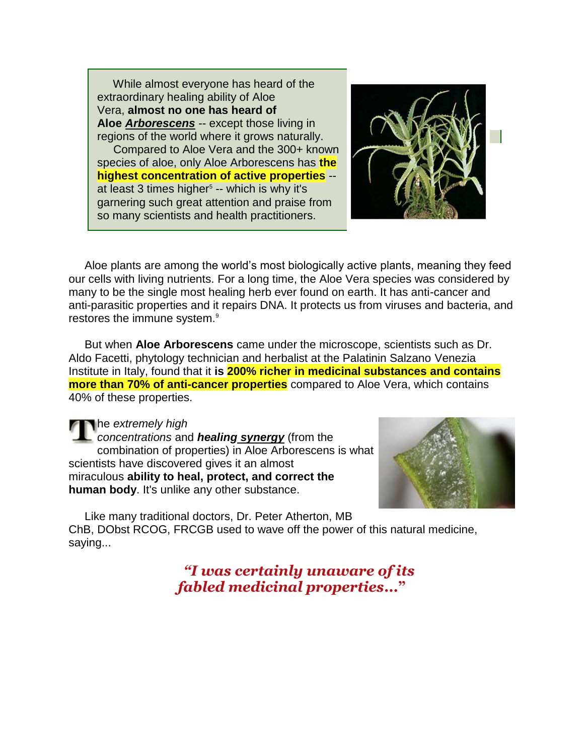While almost everyone has heard of the extraordinary healing ability of Aloe Vera, **almost no one has heard of Aloe *Arborescens*** -- except those living in regions of the world where it grows naturally.

Compared to Aloe Vera and the 300+ known species of aloe, only Aloe Arborescens has **the highest concentration of active properties** -- at least 3 times higher[5] -- which is why it's garnering such great attention and praise from so many scientists and health practitioners.

Aloe plants are among the world's most biologically active plants, meaning they feed our cells with living nutrients. For a long time, the Aloe Vera species was considered by many to be the single most healing herb ever found on earth. It has anti-cancer and anti-parasitic properties and it repairs DNA. It protects us from viruses and bacteria, and restores the immune system.[9]

But when **Aloe Arborescens** came under the microscope, scientists such as Dr. Aldo Facetti, phytology technician and herbalist at the Palatinin Salzano Venezia Institute in Italy, found that it **is 200% richer in medicinal substances and contains more than 70% of anti-cancer properties** compared to Aloe Vera, which contains 40% of these properties.

The *extremely high concentrations* and ***healing synergy*** (from the combination of properties) in Aloe Arborescens is what scientists have discovered gives it an almost miraculous **ability to heal, protect, and correct the human body**. It's unlike any other substance.

Like many traditional doctors, Dr. Peter Atherton, MB ChB, DObst RCOG, FRCGB used to wave off the power of this natural medicine, saying...

> ***"I was certainly unaware of its fabled medicinal properties..."***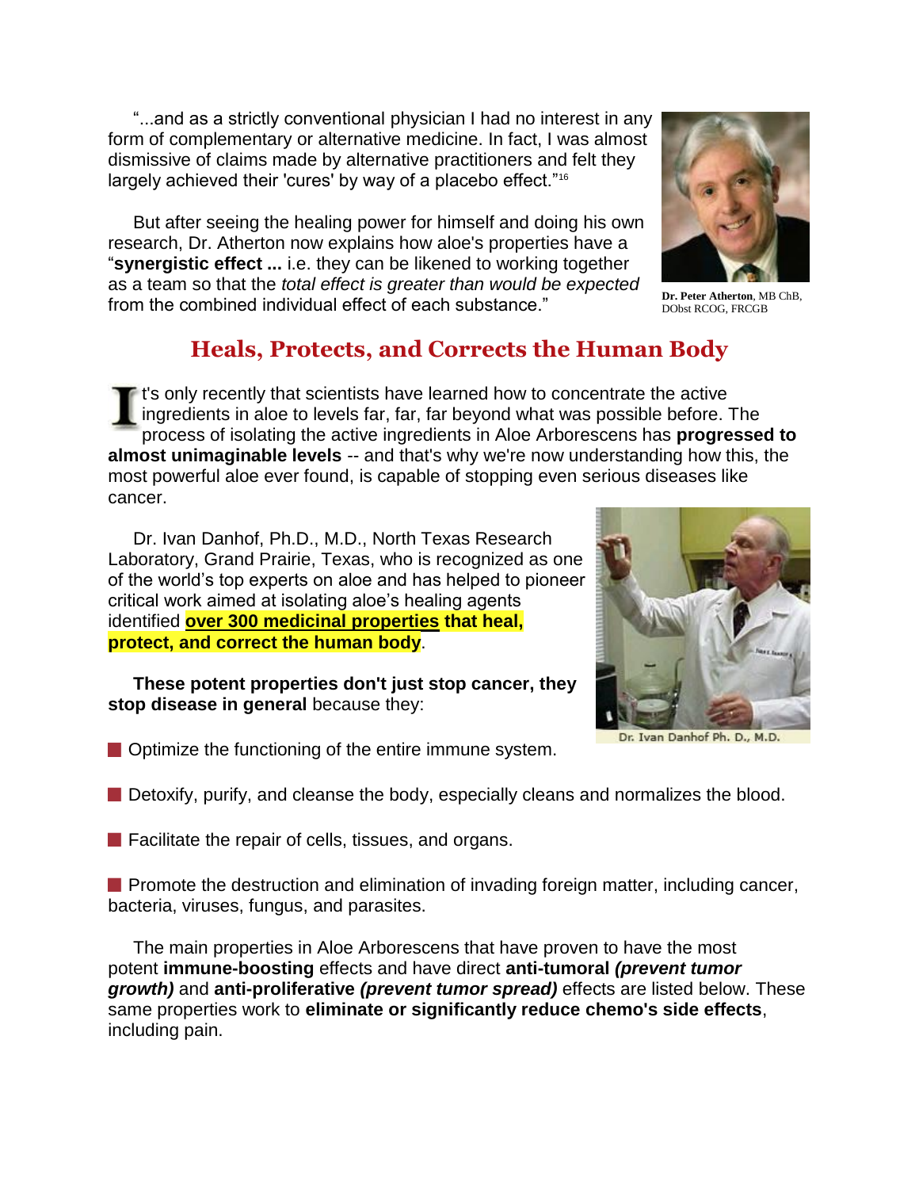"...and as a strictly conventional physician I had no interest in any form of complementary or alternative medicine. In fact, I was almost dismissive of claims made by alternative practitioners and felt they largely achieved their 'cures' by way of a placebo effect."[16]

But after seeing the healing power for himself and doing his own research, Dr. Atherton now explains how aloe's properties have a "**synergistic effect ...** i.e. they can be likened to working together as a team so that the *total effect is greater than would be expected* from the combined individual effect of each substance."

**Dr. Peter Atherton**, MB ChB, DObst RCOG, FRCGB

## Heals, Protects, and Corrects the Human Body

It's only recently that scientists have learned how to concentrate the active ingredients in aloe to levels far, far, far beyond what was possible before. The process of isolating the active ingredients in Aloe Arborescens has **progressed to almost unimaginable levels** -- and that's why we're now understanding how this, the most powerful aloe ever found, is capable of stopping even serious diseases like cancer.

Dr. Ivan Danhof, Ph.D., M.D., North Texas Research Laboratory, Grand Prairie, Texas, who is recognized as one of the world's top experts on aloe and has helped to pioneer critical work aimed at isolating aloe's healing agents identified **over 300 medicinal properties that heal, protect, and correct the human body**.

Dr. Ivan Danhof Ph. D., M.D.

**These potent properties don't just stop cancer, they stop disease in general** because they:

- Optimize the functioning of the entire immune system.
- Detoxify, purify, and cleanse the body, especially cleans and normalizes the blood.
- Facilitate the repair of cells, tissues, and organs.
- Promote the destruction and elimination of invading foreign matter, including cancer, bacteria, viruses, fungus, and parasites.

The main properties in Aloe Arborescens that have proven to have the most potent **immune-boosting** effects and have direct **anti-tumoral** ***(prevent tumor growth)*** and **anti-proliferative** ***(prevent tumor spread)*** effects are listed below. These same properties work to **eliminate or significantly reduce chemo's side effects**, including pain.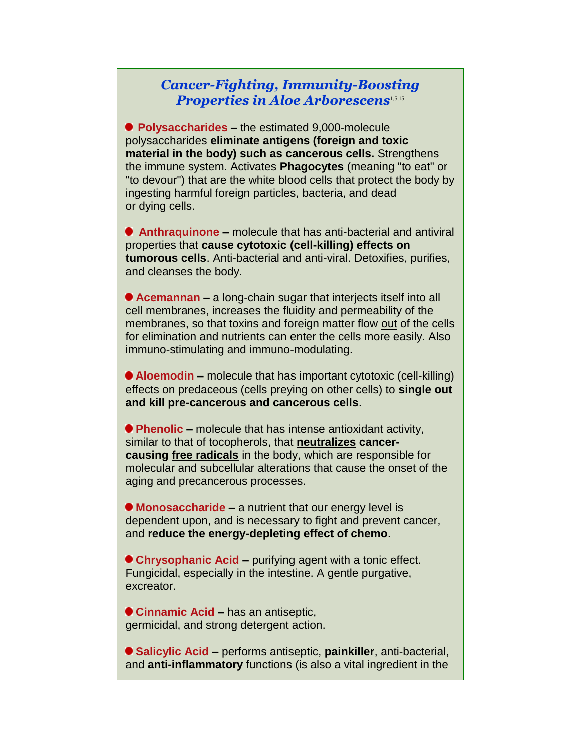## *Cancer-Fighting, Immunity-Boosting Properties in Aloe Arborescens*[1,5,15]

- **Polysaccharides –** the estimated 9,000-molecule polysaccharides **eliminate antigens (foreign and toxic material in the body) such as cancerous cells.** Strengthens the immune system. Activates **Phagocytes** (meaning "to eat" or "to devour") that are the white blood cells that protect the body by ingesting harmful foreign particles, bacteria, and dead or dying cells.

- **Anthraquinone –** molecule that has anti-bacterial and antiviral properties that **cause cytotoxic (cell-killing) effects on tumorous cells**. Anti-bacterial and anti-viral. Detoxifies, purifies, and cleanses the body.

- **Acemannan –** a long-chain sugar that interjects itself into all cell membranes, increases the fluidity and permeability of the membranes, so that toxins and foreign matter flow out of the cells for elimination and nutrients can enter the cells more easily. Also immuno-stimulating and immuno-modulating.

- **Aloemodin –** molecule that has important cytotoxic (cell-killing) effects on predaceous (cells preying on other cells) to **single out and kill pre-cancerous and cancerous cells**.

- **Phenolic –** molecule that has intense antioxidant activity, similar to that of tocopherols, that **neutralizes cancer-causing free radicals** in the body, which are responsible for molecular and subcellular alterations that cause the onset of the aging and precancerous processes.

- **Monosaccharide –** a nutrient that our energy level is dependent upon, and is necessary to fight and prevent cancer, and **reduce the energy-depleting effect of chemo**.

- **Chrysophanic Acid –** purifying agent with a tonic effect. Fungicidal, especially in the intestine. A gentle purgative, excreator.

- **Cinnamic Acid –** has an antiseptic, germicidal, and strong detergent action.

- **Salicylic Acid –** performs antiseptic, **painkiller**, anti-bacterial, and **anti-inflammatory** functions (is also a vital ingredient in the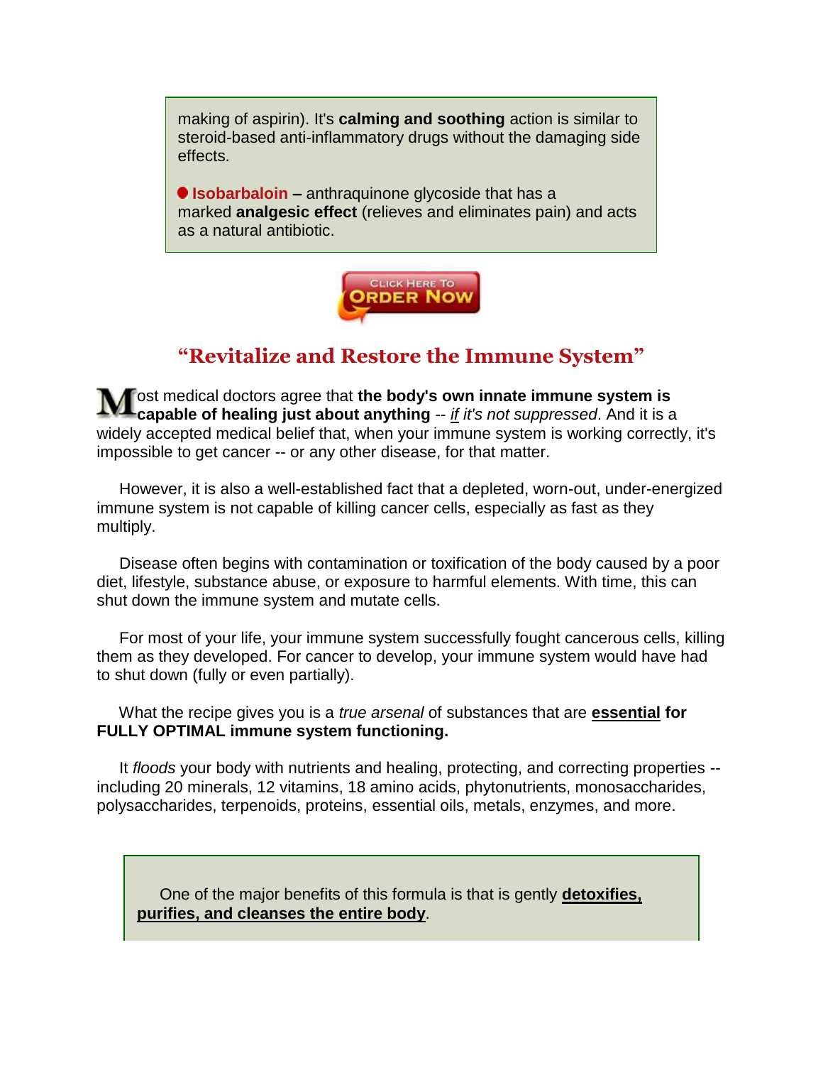making of aspirin). It's **calming and soothing** action is similar to steroid-based anti-inflammatory drugs without the damaging side effects.

- **Isobarbaloin –** anthraquinone glycoside that has a marked **analgesic effect** (relieves and eliminates pain) and acts as a natural antibiotic.

CLICK HERE TO ORDER NOW

## "Revitalize and Restore the Immune System"

Most medical doctors agree that **the body's own innate immune system is capable of healing just about anything** -- *if it's not suppressed*. And it is a widely accepted medical belief that, when your immune system is working correctly, it's impossible to get cancer -- or any other disease, for that matter.

However, it is also a well-established fact that a depleted, worn-out, under-energized immune system is not capable of killing cancer cells, especially as fast as they multiply.

Disease often begins with contamination or toxification of the body caused by a poor diet, lifestyle, substance abuse, or exposure to harmful elements. With time, this can shut down the immune system and mutate cells.

For most of your life, your immune system successfully fought cancerous cells, killing them as they developed. For cancer to develop, your immune system would have had to shut down (fully or even partially).

What the recipe gives you is a *true arsenal* of substances that are **essential for FULLY OPTIMAL immune system functioning.**

It *floods* your body with nutrients and healing, protecting, and correcting properties -- including 20 minerals, 12 vitamins, 18 amino acids, phytonutrients, monosaccharides, polysaccharides, terpenoids, proteins, essential oils, metals, enzymes, and more.

One of the major benefits of this formula is that is gently **detoxifies, purifies, and cleanses the entire body**.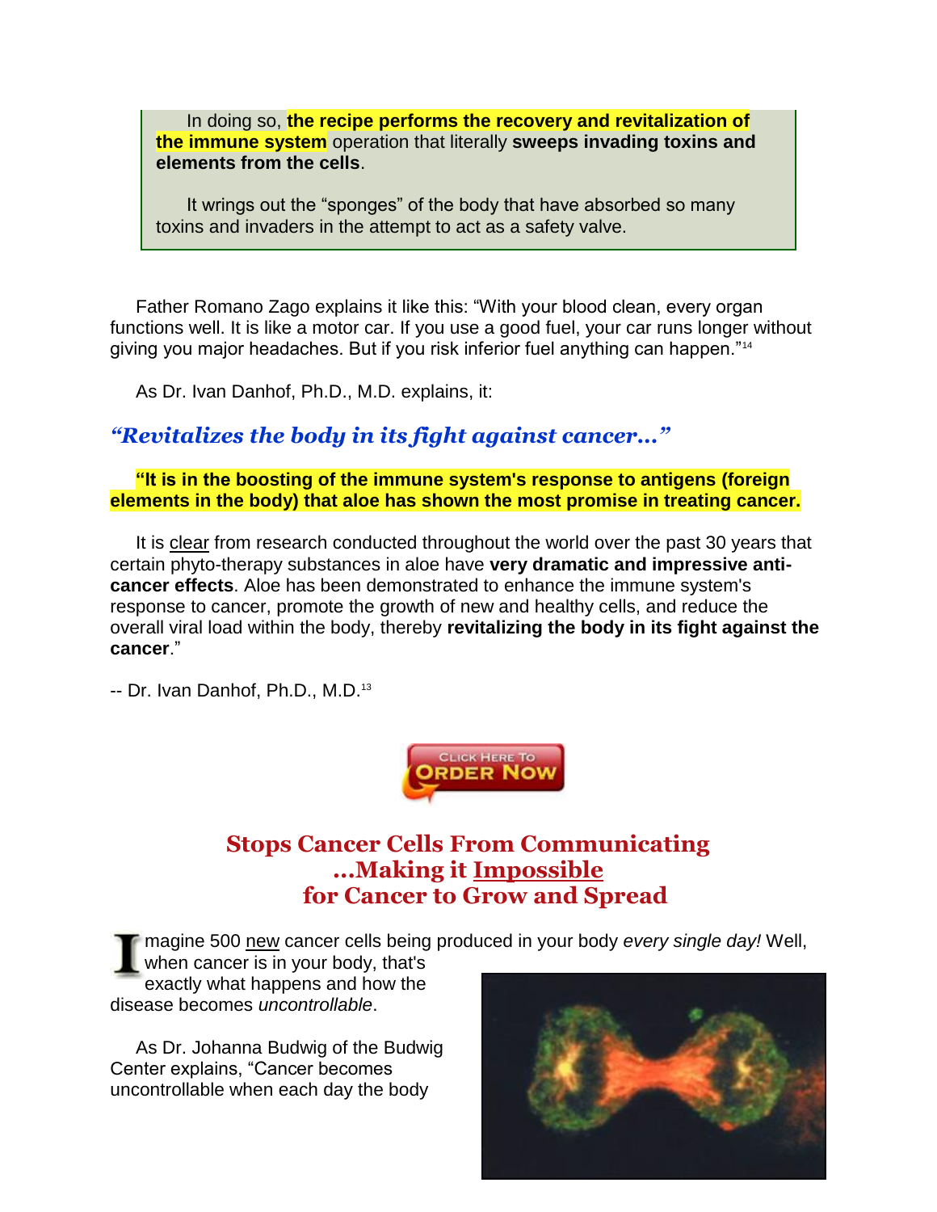In doing so, **the recipe performs the recovery and revitalization of the immune system** operation that literally **sweeps invading toxins and elements from the cells**.

It wrings out the "sponges" of the body that have absorbed so many toxins and invaders in the attempt to act as a safety valve.

Father Romano Zago explains it like this: "With your blood clean, every organ functions well. It is like a motor car. If you use a good fuel, your car runs longer without giving you major headaches. But if you risk inferior fuel anything can happen."[14]

As Dr. Ivan Danhof, Ph.D., M.D. explains, it:

### *"Revitalizes the body in its fight against cancer…"*

**"It is in the boosting of the immune system's response to antigens (foreign elements in the body) that aloe has shown the most promise in treating cancer.**

It is clear from research conducted throughout the world over the past 30 years that certain phyto-therapy substances in aloe have **very dramatic and impressive anti-cancer effects**. Aloe has been demonstrated to enhance the immune system's response to cancer, promote the growth of new and healthy cells, and reduce the overall viral load within the body, thereby **revitalizing the body in its fight against the cancer**."

-- Dr. Ivan Danhof, Ph.D., M.D.[13]

Click Here To Order Now

## Stops Cancer Cells From Communicating ...Making it Impossible for Cancer to Grow and Spread

Imagine 500 new cancer cells being produced in your body *every single day!* Well, when cancer is in your body, that's exactly what happens and how the disease becomes *uncontrollable*.

As Dr. Johanna Budwig of the Budwig Center explains, "Cancer becomes uncontrollable when each day the body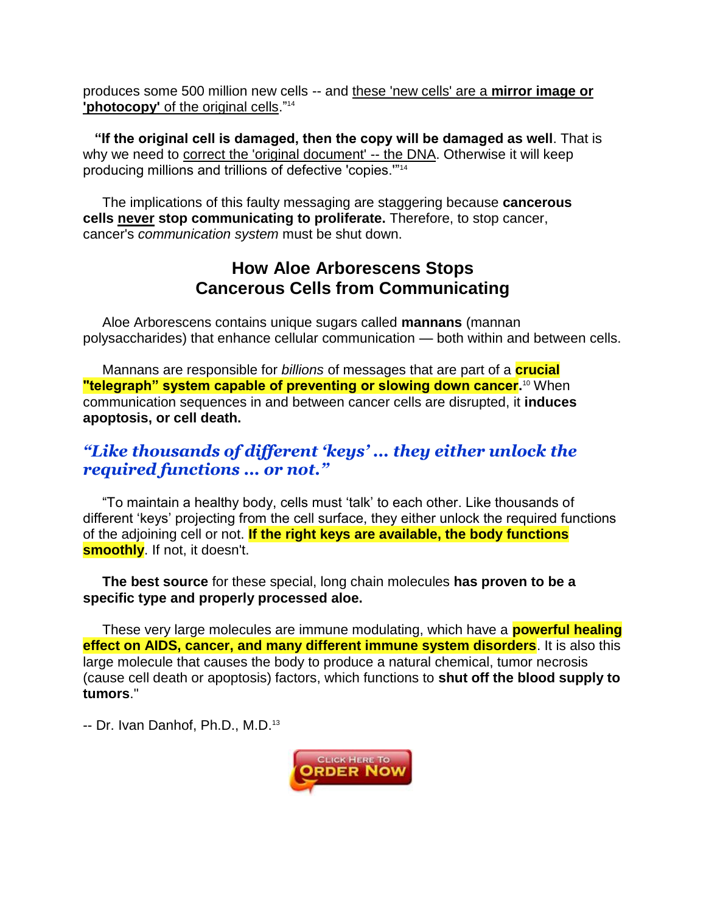produces some 500 million new cells -- and these 'new cells' are a **mirror image or 'photocopy'** of the original cells."[14]

**"If the original cell is damaged, then the copy will be damaged as well**. That is why we need to correct the 'original document' -- the DNA. Otherwise it will keep producing millions and trillions of defective 'copies.'"[14]

The implications of this faulty messaging are staggering because **cancerous cells never stop communicating to proliferate.** Therefore, to stop cancer, cancer's *communication system* must be shut down.

## How Aloe Arborescens Stops Cancerous Cells from Communicating

Aloe Arborescens contains unique sugars called **mannans** (mannan polysaccharides) that enhance cellular communication — both within and between cells.

Mannans are responsible for *billions* of messages that are part of a **crucial "telegraph" system capable of preventing or slowing down cancer.**[10] When communication sequences in and between cancer cells are disrupted, it **induces apoptosis, or cell death.**

### *"Like thousands of different 'keys' ... they either unlock the required functions ... or not."*

"To maintain a healthy body, cells must 'talk' to each other. Like thousands of different 'keys' projecting from the cell surface, they either unlock the required functions of the adjoining cell or not. **If the right keys are available, the body functions smoothly**. If not, it doesn't.

**The best source** for these special, long chain molecules **has proven to be a specific type and properly processed aloe.**

These very large molecules are immune modulating, which have a **powerful healing effect on AIDS, cancer, and many different immune system disorders**. It is also this large molecule that causes the body to produce a natural chemical, tumor necrosis (cause cell death or apoptosis) factors, which functions to **shut off the blood supply to tumors**."

-- Dr. Ivan Danhof, Ph.D., M.D.[13]

Click Here To Order Now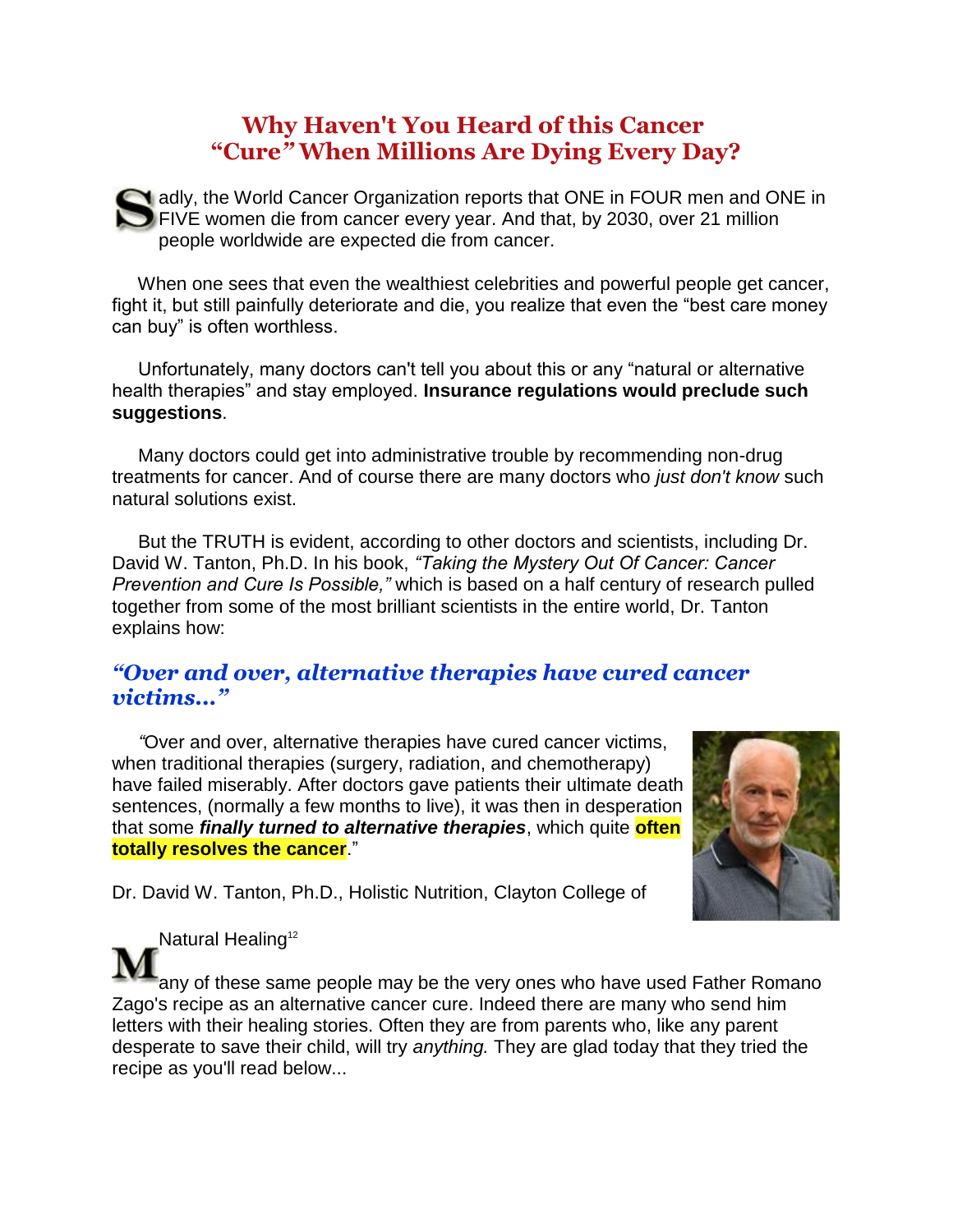# Why Haven't You Heard of this Cancer "Cure" When Millions Are Dying Every Day?

Sadly, the World Cancer Organization reports that ONE in FOUR men and ONE in FIVE women die from cancer every year. And that, by 2030, over 21 million people worldwide are expected die from cancer.

When one sees that even the wealthiest celebrities and powerful people get cancer, fight it, but still painfully deteriorate and die, you realize that even the "best care money can buy" is often worthless.

Unfortunately, many doctors can't tell you about this or any "natural or alternative health therapies" and stay employed. **Insurance regulations would preclude such suggestions**.

Many doctors could get into administrative trouble by recommending non-drug treatments for cancer. And of course there are many doctors who *just don't know* such natural solutions exist.

But the TRUTH is evident, according to other doctors and scientists, including Dr. David W. Tanton, Ph.D. In his book, *"Taking the Mystery Out Of Cancer: Cancer Prevention and Cure Is Possible,"* which is based on a half century of research pulled together from some of the most brilliant scientists in the entire world, Dr. Tanton explains how:

## *"Over and over, alternative therapies have cured cancer victims..."*

*"*Over and over, alternative therapies have cured cancer victims, when traditional therapies (surgery, radiation, and chemotherapy) have failed miserably. After doctors gave patients their ultimate death sentences, (normally a few months to live), it was then in desperation that some ***finally turned to alternative therapies***, which quite **often totally resolves the cancer**."

Dr. David W. Tanton, Ph.D., Holistic Nutrition, Clayton College of Natural Healing[12]

Many of these same people may be the very ones who have used Father Romano Zago's recipe as an alternative cancer cure. Indeed there are many who send him letters with their healing stories. Often they are from parents who, like any parent desperate to save their child, will try *anything.* They are glad today that they tried the recipe as you'll read below...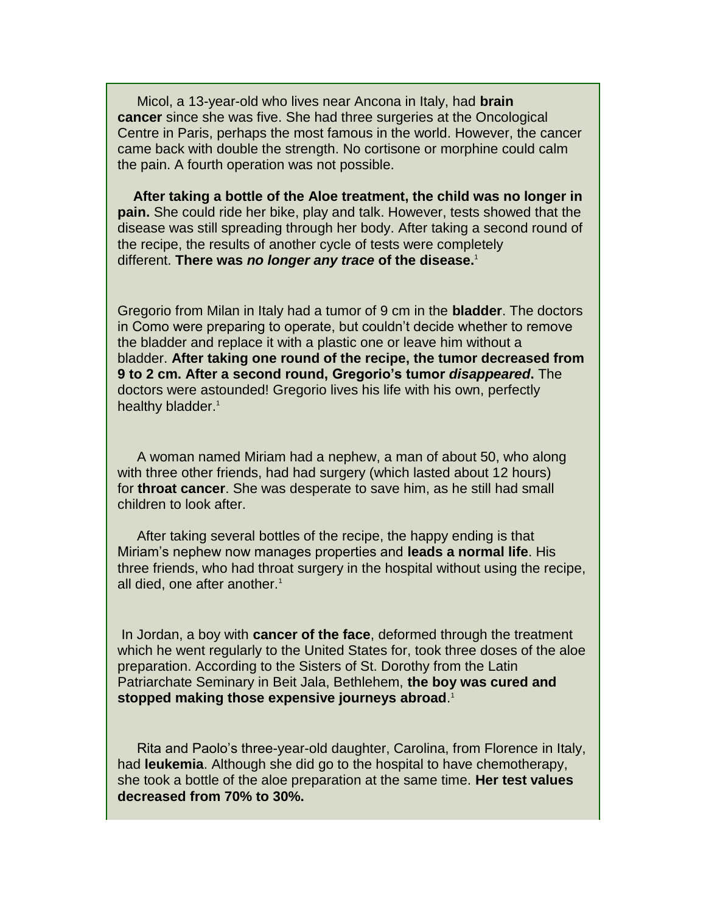Micol, a 13-year-old who lives near Ancona in Italy, had **brain cancer** since she was five. She had three surgeries at the Oncological Centre in Paris, perhaps the most famous in the world. However, the cancer came back with double the strength. No cortisone or morphine could calm the pain. A fourth operation was not possible.

**After taking a bottle of the Aloe treatment, the child was no longer in pain.** She could ride her bike, play and talk. However, tests showed that the disease was still spreading through her body. After taking a second round of the recipe, the results of another cycle of tests were completely different. **There was *no longer any trace* of the disease.**[1]

Gregorio from Milan in Italy had a tumor of 9 cm in the **bladder**. The doctors in Como were preparing to operate, but couldn't decide whether to remove the bladder and replace it with a plastic one or leave him without a bladder. **After taking one round of the recipe, the tumor decreased from 9 to 2 cm. After a second round, Gregorio's tumor *disappeared*.** The doctors were astounded! Gregorio lives his life with his own, perfectly healthy bladder.[1]

A woman named Miriam had a nephew, a man of about 50, who along with three other friends, had had surgery (which lasted about 12 hours) for **throat cancer**. She was desperate to save him, as he still had small children to look after.

After taking several bottles of the recipe, the happy ending is that Miriam's nephew now manages properties and **leads a normal life**. His three friends, who had throat surgery in the hospital without using the recipe, all died, one after another.[1]

In Jordan, a boy with **cancer of the face**, deformed through the treatment which he went regularly to the United States for, took three doses of the aloe preparation. According to the Sisters of St. Dorothy from the Latin Patriarchate Seminary in Beit Jala, Bethlehem, **the boy was cured and stopped making those expensive journeys abroad**.[1]

Rita and Paolo's three-year-old daughter, Carolina, from Florence in Italy, had **leukemia**. Although she did go to the hospital to have chemotherapy, she took a bottle of the aloe preparation at the same time. **Her test values decreased from 70% to 30%.**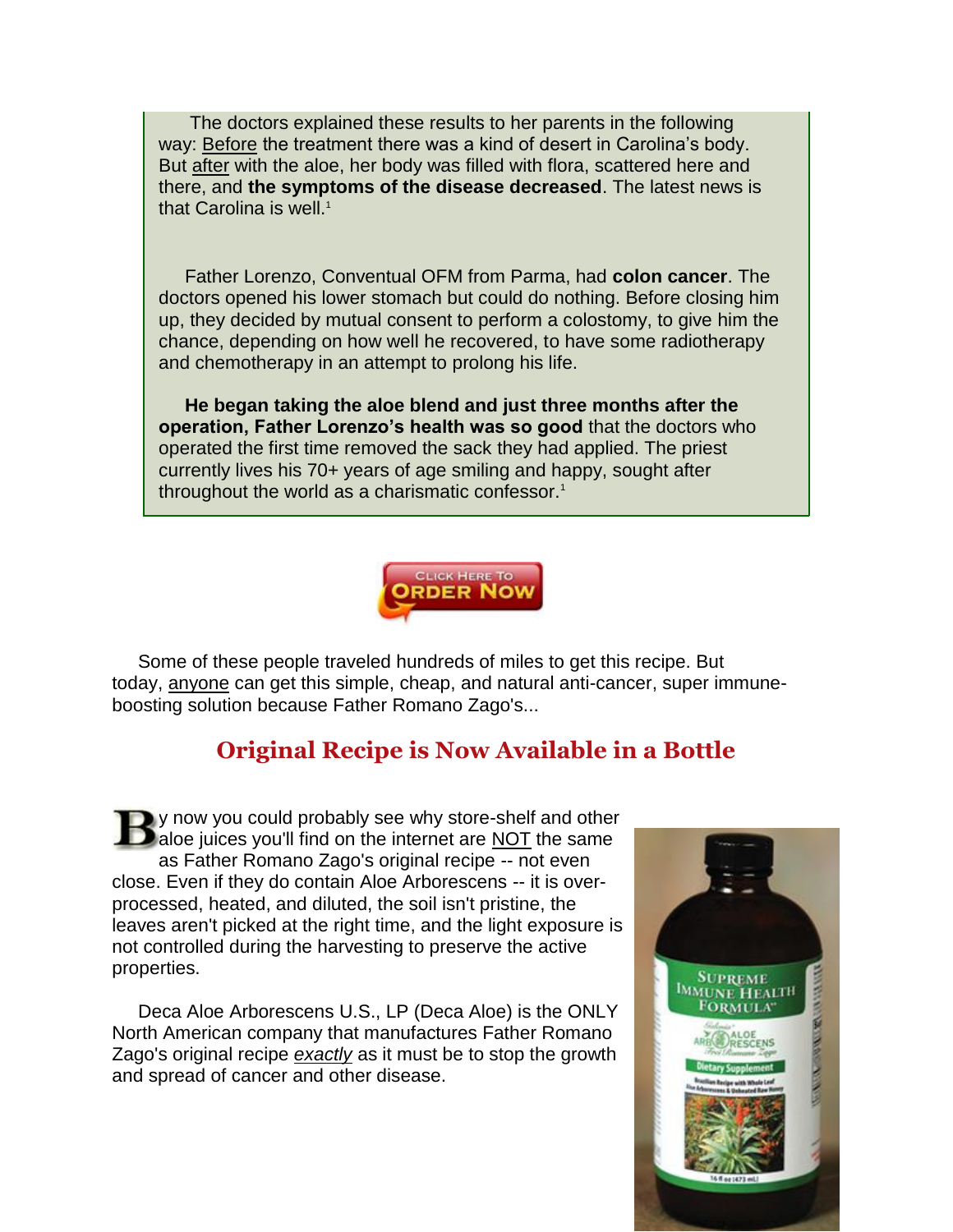The doctors explained these results to her parents in the following way: Before the treatment there was a kind of desert in Carolina's body. But after with the aloe, her body was filled with flora, scattered here and there, and **the symptoms of the disease decreased**. The latest news is that Carolina is well.[1]

Father Lorenzo, Conventual OFM from Parma, had **colon cancer**. The doctors opened his lower stomach but could do nothing. Before closing him up, they decided by mutual consent to perform a colostomy, to give him the chance, depending on how well he recovered, to have some radiotherapy and chemotherapy in an attempt to prolong his life.

**He began taking the aloe blend and just three months after the operation, Father Lorenzo's health was so good** that the doctors who operated the first time removed the sack they had applied. The priest currently lives his 70+ years of age smiling and happy, sought after throughout the world as a charismatic confessor.[1]

Click Here To Order Now

Some of these people traveled hundreds of miles to get this recipe. But today, anyone can get this simple, cheap, and natural anti-cancer, super immune-boosting solution because Father Romano Zago's...

## Original Recipe is Now Available in a Bottle

By now you could probably see why store-shelf and other aloe juices you'll find on the internet are NOT the same as Father Romano Zago's original recipe -- not even close. Even if they do contain Aloe Arborescens -- it is over-processed, heated, and diluted, the soil isn't pristine, the leaves aren't picked at the right time, and the light exposure is not controlled during the harvesting to preserve the active properties.

Deca Aloe Arborescens U.S., LP (Deca Aloe) is the ONLY North American company that manufactures Father Romano Zago's original recipe *exactly* as it must be to stop the growth and spread of cancer and other disease.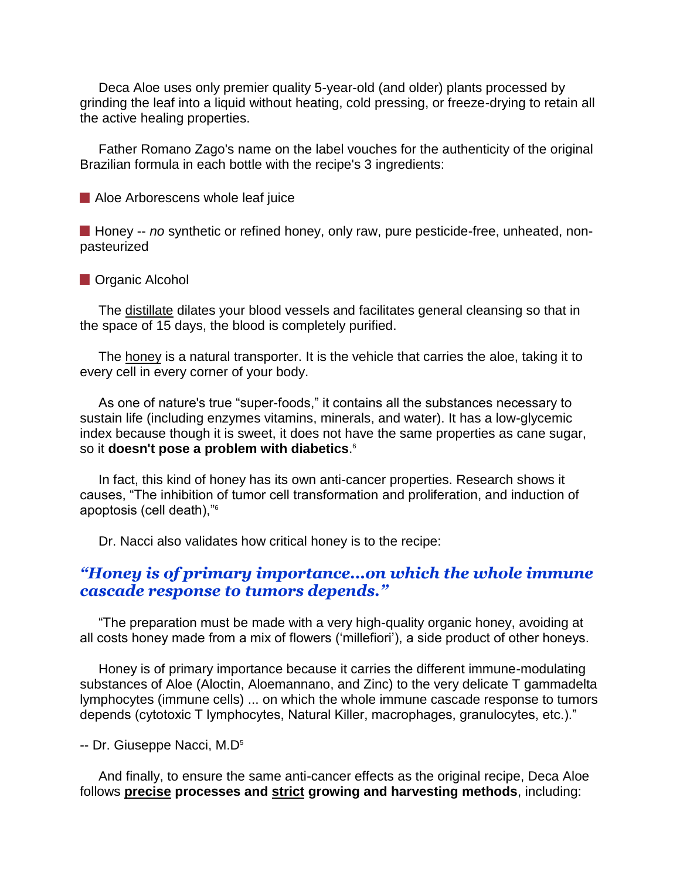Deca Aloe uses only premier quality 5-year-old (and older) plants processed by grinding the leaf into a liquid without heating, cold pressing, or freeze-drying to retain all the active healing properties.

Father Romano Zago's name on the label vouches for the authenticity of the original Brazilian formula in each bottle with the recipe's 3 ingredients:

- Aloe Arborescens whole leaf juice
- Honey -- *no* synthetic or refined honey, only raw, pure pesticide-free, unheated, non-pasteurized
- Organic Alcohol

The distillate dilates your blood vessels and facilitates general cleansing so that in the space of 15 days, the blood is completely purified.

The honey is a natural transporter. It is the vehicle that carries the aloe, taking it to every cell in every corner of your body.

As one of nature's true "super-foods," it contains all the substances necessary to sustain life (including enzymes vitamins, minerals, and water). It has a low-glycemic index because though it is sweet, it does not have the same properties as cane sugar, so it **doesn't pose a problem with diabetics**.[6]

In fact, this kind of honey has its own anti-cancer properties. Research shows it causes, "The inhibition of tumor cell transformation and proliferation, and induction of apoptosis (cell death),"[6]

Dr. Nacci also validates how critical honey is to the recipe:

### *"Honey is of primary importance...on which the whole immune cascade response to tumors depends."*

"The preparation must be made with a very high-quality organic honey, avoiding at all costs honey made from a mix of flowers ('millefiori'), a side product of other honeys.

Honey is of primary importance because it carries the different immune-modulating substances of Aloe (Aloctin, Aloemannano, and Zinc) to the very delicate T gammadelta lymphocytes (immune cells) ... on which the whole immune cascade response to tumors depends (cytotoxic T lymphocytes, Natural Killer, macrophages, granulocytes, etc.)."

-- Dr. Giuseppe Nacci, M.D[5]

And finally, to ensure the same anti-cancer effects as the original recipe, Deca Aloe follows **precise processes and strict growing and harvesting methods**, including: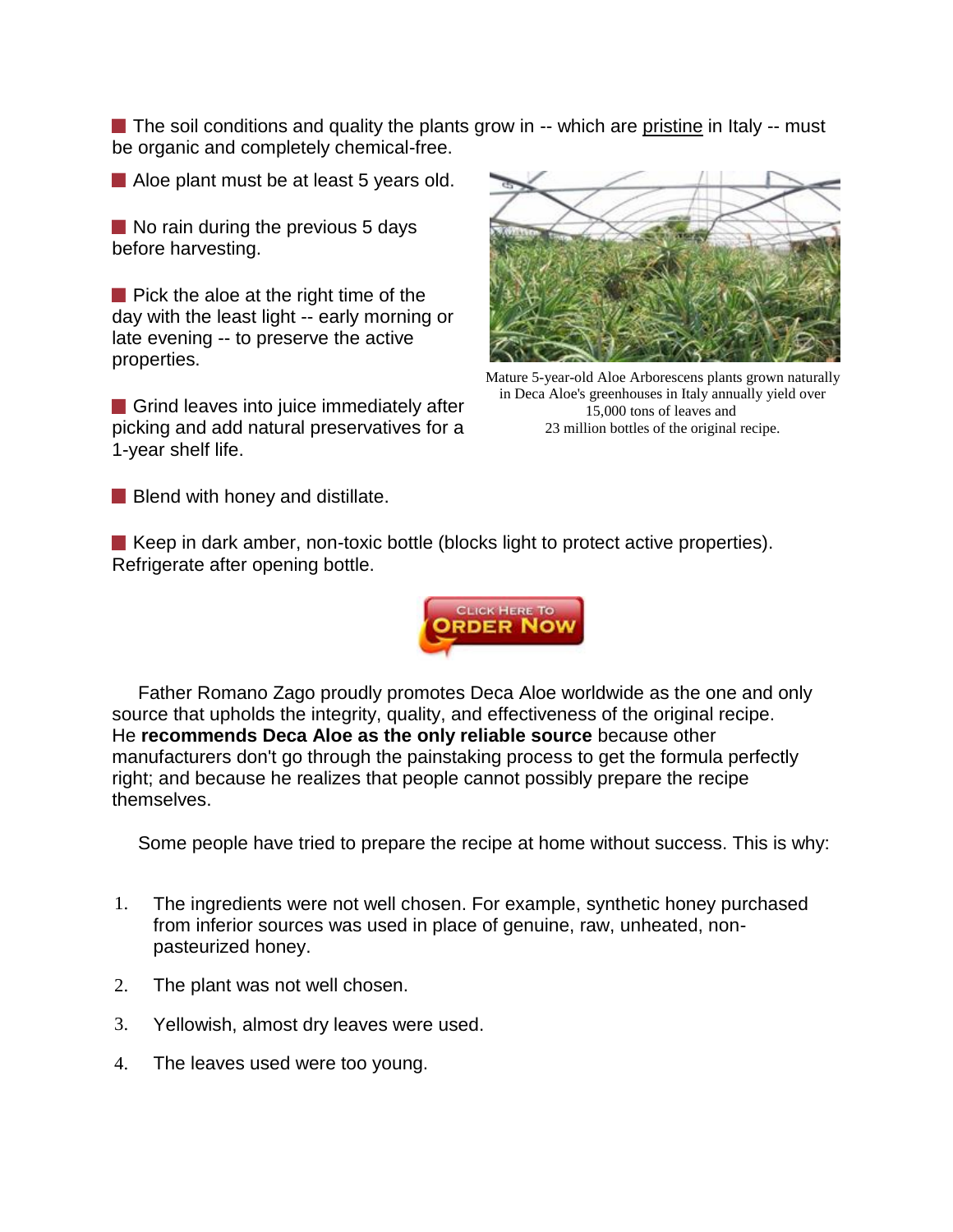- The soil conditions and quality the plants grow in -- which are pristine in Italy -- must be organic and completely chemical-free.

- Aloe plant must be at least 5 years old.

- No rain during the previous 5 days before harvesting.

- Pick the aloe at the right time of the day with the least light -- early morning or late evening -- to preserve the active properties.

- Grind leaves into juice immediately after picking and add natural preservatives for a 1-year shelf life.

- Blend with honey and distillate.

- Keep in dark amber, non-toxic bottle (blocks light to protect active properties). Refrigerate after opening bottle.

Mature 5-year-old Aloe Arborescens plants grown naturally in Deca Aloe's greenhouses in Italy annually yield over 15,000 tons of leaves and 23 million bottles of the original recipe.

CLICK HERE TO ORDER NOW

Father Romano Zago proudly promotes Deca Aloe worldwide as the one and only source that upholds the integrity, quality, and effectiveness of the original recipe. He **recommends Deca Aloe as the only reliable source** because other manufacturers don't go through the painstaking process to get the formula perfectly right; and because he realizes that people cannot possibly prepare the recipe themselves.

Some people have tried to prepare the recipe at home without success. This is why:

1. The ingredients were not well chosen. For example, synthetic honey purchased from inferior sources was used in place of genuine, raw, unheated, non-pasteurized honey.
2. The plant was not well chosen.
3. Yellowish, almost dry leaves were used.
4. The leaves used were too young.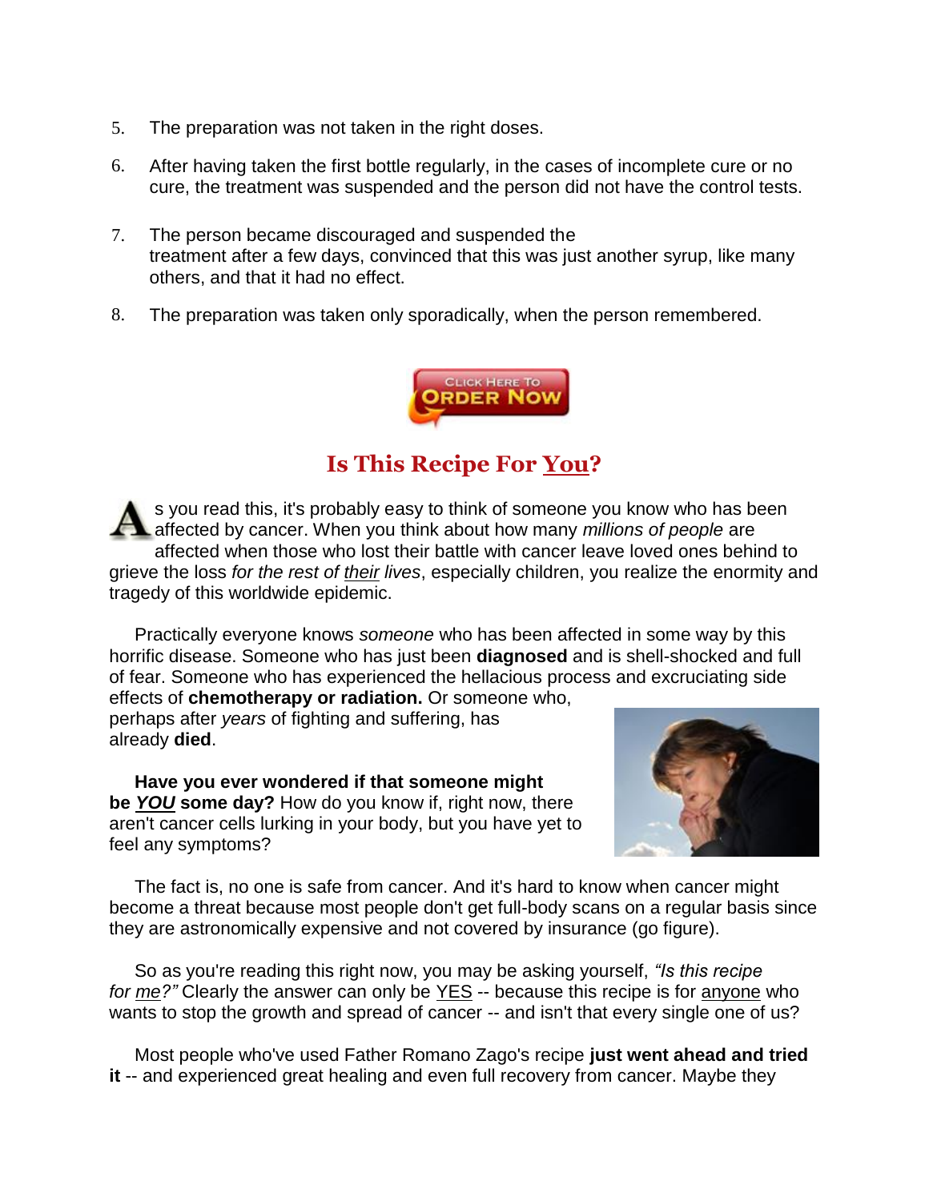5. The preparation was not taken in the right doses.
6. After having taken the first bottle regularly, in the cases of incomplete cure or no cure, the treatment was suspended and the person did not have the control tests.
7. The person became discouraged and suspended the treatment after a few days, convinced that this was just another syrup, like many others, and that it had no effect.
8. The preparation was taken only sporadically, when the person remembered.

CLICK HERE TO ORDER NOW

## Is This Recipe For You?

As you read this, it's probably easy to think of someone you know who has been affected by cancer. When you think about how many *millions of people* are affected when those who lost their battle with cancer leave loved ones behind to grieve the loss *for the rest of their lives*, especially children, you realize the enormity and tragedy of this worldwide epidemic.

Practically everyone knows *someone* who has been affected in some way by this horrific disease. Someone who has just been **diagnosed** and is shell-shocked and full of fear. Someone who has experienced the hellacious process and excruciating side effects of **chemotherapy or radiation.** Or someone who, perhaps after *years* of fighting and suffering, has already **died**.

**Have you ever wondered if that someone might be *YOU* some day?** How do you know if, right now, there aren't cancer cells lurking in your body, but you have yet to feel any symptoms?

The fact is, no one is safe from cancer. And it's hard to know when cancer might become a threat because most people don't get full-body scans on a regular basis since they are astronomically expensive and not covered by insurance (go figure).

So as you're reading this right now, you may be asking yourself, *"Is this recipe for me?"* Clearly the answer can only be YES -- because this recipe is for anyone who wants to stop the growth and spread of cancer -- and isn't that every single one of us?

Most people who've used Father Romano Zago's recipe **just went ahead and tried it** -- and experienced great healing and even full recovery from cancer. Maybe they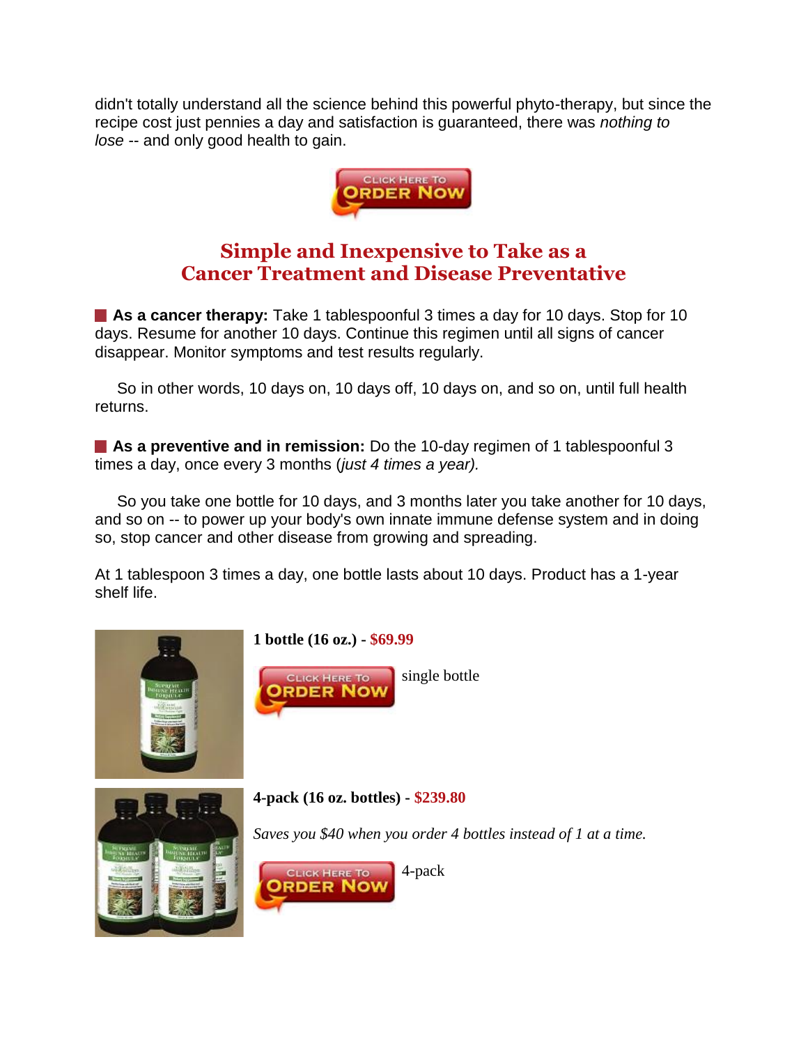didn't totally understand all the science behind this powerful phyto-therapy, but since the recipe cost just pennies a day and satisfaction is guaranteed, there was *nothing to lose* -- and only good health to gain.

CLICK HERE TO ORDER NOW

## Simple and Inexpensive to Take as a Cancer Treatment and Disease Preventative

**As a cancer therapy:** Take 1 tablespoonful 3 times a day for 10 days. Stop for 10 days. Resume for another 10 days. Continue this regimen until all signs of cancer disappear. Monitor symptoms and test results regularly.

So in other words, 10 days on, 10 days off, 10 days on, and so on, until full health returns.

**As a preventive and in remission:** Do the 10-day regimen of 1 tablespoonful 3 times a day, once every 3 months (*just 4 times a year).*

So you take one bottle for 10 days, and 3 months later you take another for 10 days, and so on -- to power up your body's own innate immune defense system and in doing so, stop cancer and other disease from growing and spreading.

At 1 tablespoon 3 times a day, one bottle lasts about 10 days. Product has a 1-year shelf life.

**1 bottle (16 oz.) - $69.99**

CLICK HERE TO ORDER NOW single bottle

**4-pack (16 oz. bottles) - $239.80**

*Saves you $40 when you order 4 bottles instead of 1 at a time.*

CLICK HERE TO ORDER NOW 4-pack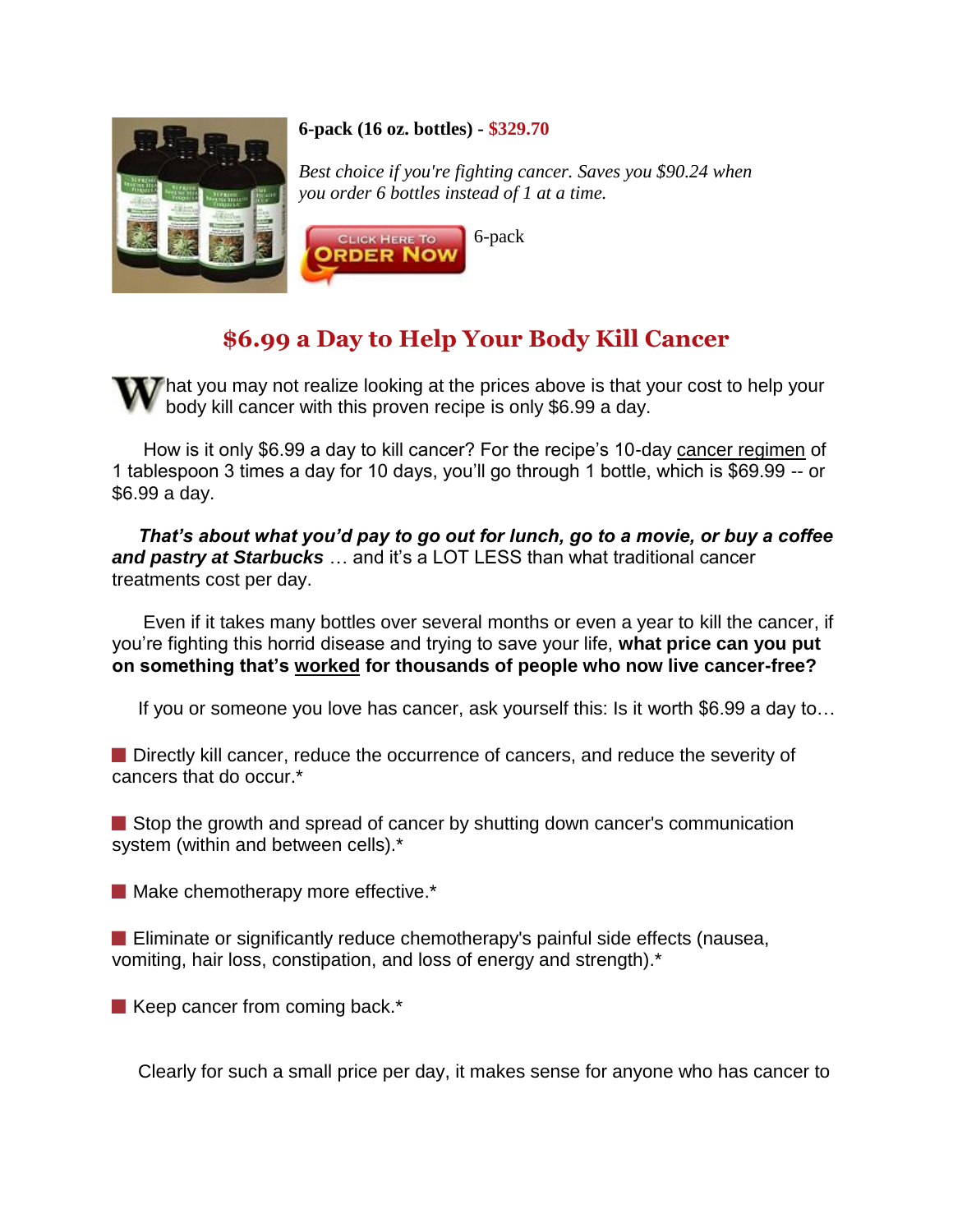**6-pack (16 oz. bottles) - $329.70**

*Best choice if you're fighting cancer. Saves you $90.24 when you order 6 bottles instead of 1 at a time.*

CLICK HERE TO ORDER NOW 6-pack

## $6.99 a Day to Help Your Body Kill Cancer

What you may not realize looking at the prices above is that your cost to help your body kill cancer with this proven recipe is only $6.99 a day.

How is it only $6.99 a day to kill cancer? For the recipe's 10-day cancer regimen of 1 tablespoon 3 times a day for 10 days, you'll go through 1 bottle, which is $69.99 -- or $6.99 a day.

***That's about what you'd pay to go out for lunch, go to a movie, or buy a coffee and pastry at Starbucks*** … and it's a LOT LESS than what traditional cancer treatments cost per day.

Even if it takes many bottles over several months or even a year to kill the cancer, if you're fighting this horrid disease and trying to save your life, **what price can you put on something that's worked for thousands of people who now live cancer-free?**

If you or someone you love has cancer, ask yourself this: Is it worth $6.99 a day to…

- Directly kill cancer, reduce the occurrence of cancers, and reduce the severity of cancers that do occur.*

- Stop the growth and spread of cancer by shutting down cancer's communication system (within and between cells).*

- Make chemotherapy more effective.*

- Eliminate or significantly reduce chemotherapy's painful side effects (nausea, vomiting, hair loss, constipation, and loss of energy and strength).*

- Keep cancer from coming back.*

Clearly for such a small price per day, it makes sense for anyone who has cancer to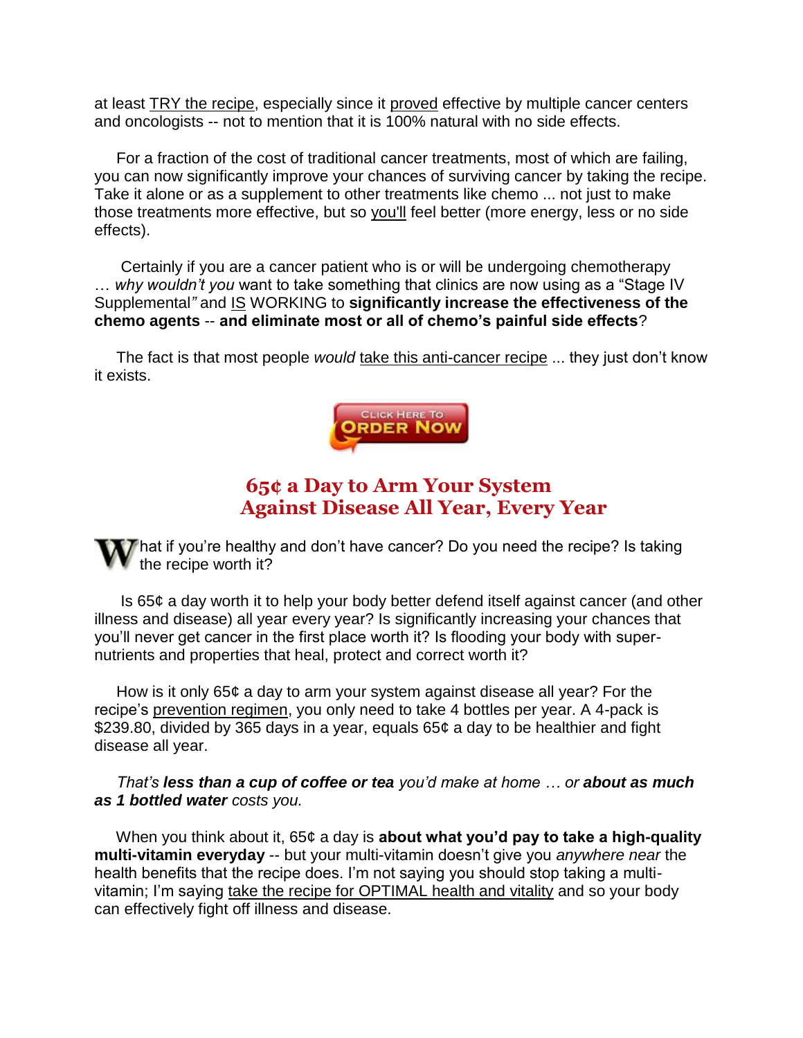at least TRY the recipe, especially since it proved effective by multiple cancer centers and oncologists -- not to mention that it is 100% natural with no side effects.

For a fraction of the cost of traditional cancer treatments, most of which are failing, you can now significantly improve your chances of surviving cancer by taking the recipe. Take it alone or as a supplement to other treatments like chemo ... not just to make those treatments more effective, but so you'll feel better (more energy, less or no side effects).

Certainly if you are a cancer patient who is or will be undergoing chemotherapy … *why wouldn't you* want to take something that clinics are now using as a "Stage IV Supplemental" and IS WORKING to **significantly increase the effectiveness of the chemo agents** -- **and eliminate most or all of chemo's painful side effects**?

The fact is that most people *would* take this anti-cancer recipe ... they just don't know it exists.

CLICK HERE TO ORDER NOW

## 65¢ a Day to Arm Your System Against Disease All Year, Every Year

What if you're healthy and don't have cancer? Do you need the recipe? Is taking the recipe worth it?

Is 65¢ a day worth it to help your body better defend itself against cancer (and other illness and disease) all year every year? Is significantly increasing your chances that you'll never get cancer in the first place worth it? Is flooding your body with super-nutrients and properties that heal, protect and correct worth it?

How is it only 65¢ a day to arm your system against disease all year? For the recipe's prevention regimen, you only need to take 4 bottles per year. A 4-pack is $239.80, divided by 365 days in a year, equals 65¢ a day to be healthier and fight disease all year.

*That's **less than a cup of coffee or tea** you'd make at home … or **about as much as 1 bottled water** costs you.*

When you think about it, 65¢ a day is **about what you'd pay to take a high-quality multi-vitamin everyday** -- but your multi-vitamin doesn't give you *anywhere near* the health benefits that the recipe does. I'm not saying you should stop taking a multi-vitamin; I'm saying take the recipe for OPTIMAL health and vitality and so your body can effectively fight off illness and disease.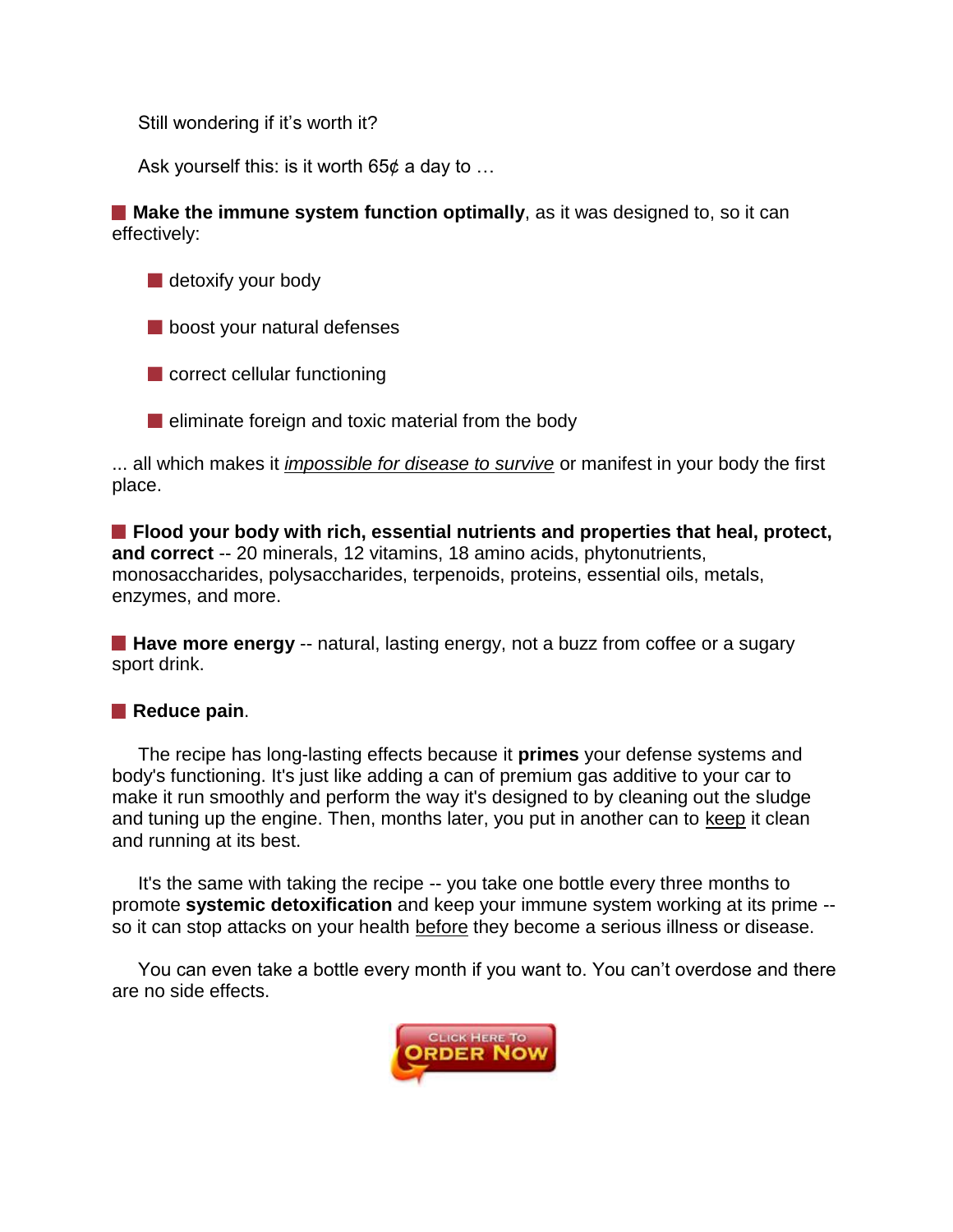Still wondering if it's worth it?

Ask yourself this: is it worth 65¢ a day to …

- **Make the immune system function optimally**, as it was designed to, so it can effectively:
  - detoxify your body
  - boost your natural defenses
  - correct cellular functioning
  - eliminate foreign and toxic material from the body

... all which makes it *impossible for disease to survive* or manifest in your body the first place.

- **Flood your body with rich, essential nutrients and properties that heal, protect, and correct** -- 20 minerals, 12 vitamins, 18 amino acids, phytonutrients, monosaccharides, polysaccharides, terpenoids, proteins, essential oils, metals, enzymes, and more.

- **Have more energy** -- natural, lasting energy, not a buzz from coffee or a sugary sport drink.

- **Reduce pain**.

The recipe has long-lasting effects because it **primes** your defense systems and body's functioning. It's just like adding a can of premium gas additive to your car to make it run smoothly and perform the way it's designed to by cleaning out the sludge and tuning up the engine. Then, months later, you put in another can to keep it clean and running at its best.

It's the same with taking the recipe -- you take one bottle every three months to promote **systemic detoxification** and keep your immune system working at its prime -- so it can stop attacks on your health before they become a serious illness or disease.

You can even take a bottle every month if you want to. You can't overdose and there are no side effects.

Click Here To ORDER NOW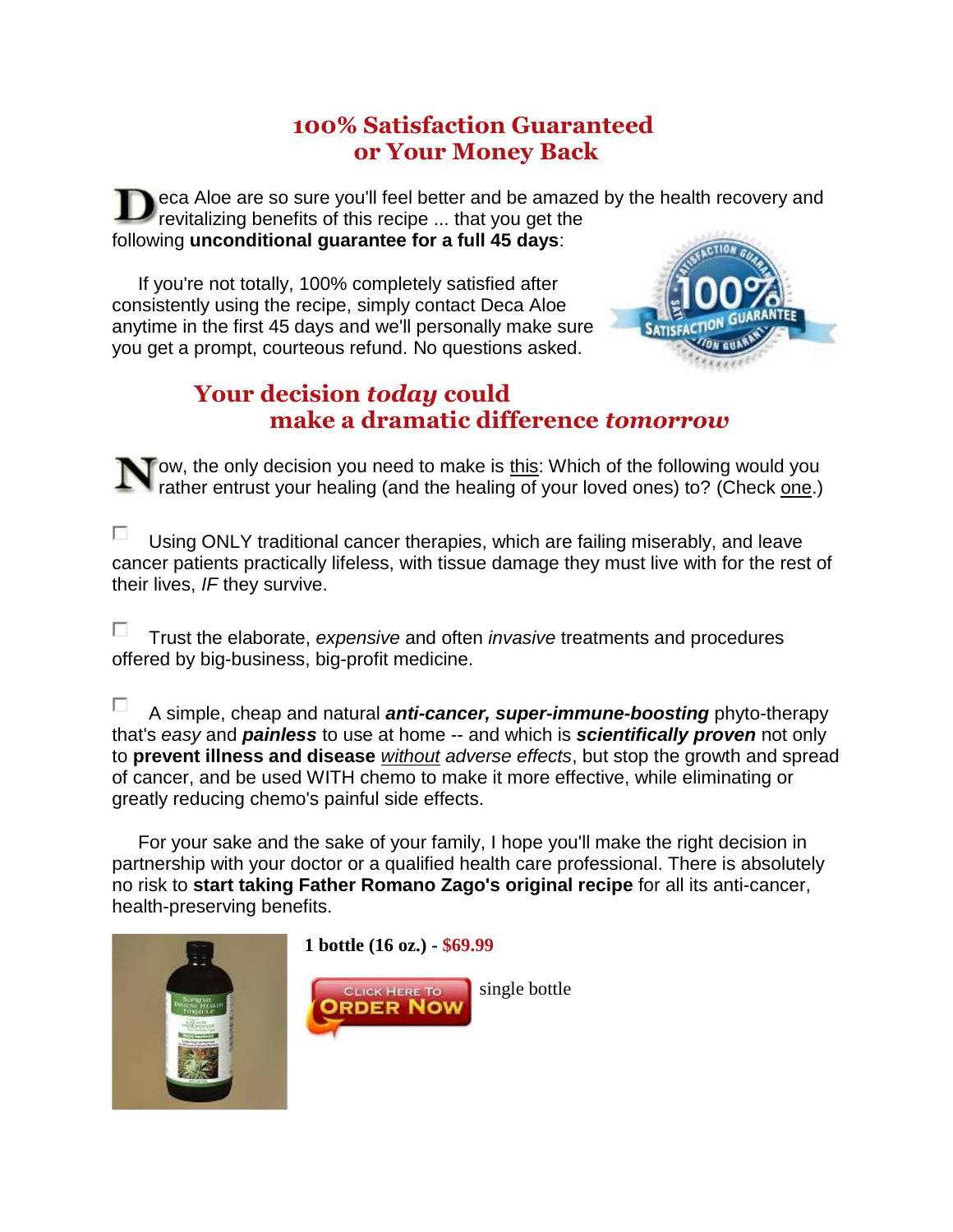## 100% Satisfaction Guaranteed or Your Money Back

Deca Aloe are so sure you'll feel better and be amazed by the health recovery and revitalizing benefits of this recipe ... that you get the following **unconditional guarantee for a full 45 days**:

If you're not totally, 100% completely satisfied after consistently using the recipe, simply contact Deca Aloe anytime in the first 45 days and we'll personally make sure you get a prompt, courteous refund. No questions asked.

## Your decision *today* could make a dramatic difference *tomorrow*

Now, the only decision you need to make is this: Which of the following would you rather entrust your healing (and the healing of your loved ones) to? (Check one.)

☐ Using ONLY traditional cancer therapies, which are failing miserably, and leave cancer patients practically lifeless, with tissue damage they must live with for the rest of their lives, *IF* they survive.

☐ Trust the elaborate, *expensive* and often *invasive* treatments and procedures offered by big-business, big-profit medicine.

☐ A simple, cheap and natural ***anti-cancer, super-immune-boosting*** phyto-therapy that's *easy* and ***painless*** to use at home -- and which is ***scientifically proven*** not only to **prevent illness and disease** *without adverse effects*, but stop the growth and spread of cancer, and be used WITH chemo to make it more effective, while eliminating or greatly reducing chemo's painful side effects.

For your sake and the sake of your family, I hope you'll make the right decision in partnership with your doctor or a qualified health care professional. There is absolutely no risk to **start taking Father Romano Zago's original recipe** for all its anti-cancer, health-preserving benefits.

**1 bottle (16 oz.) - $69.99**

Click Here To ORDER NOW single bottle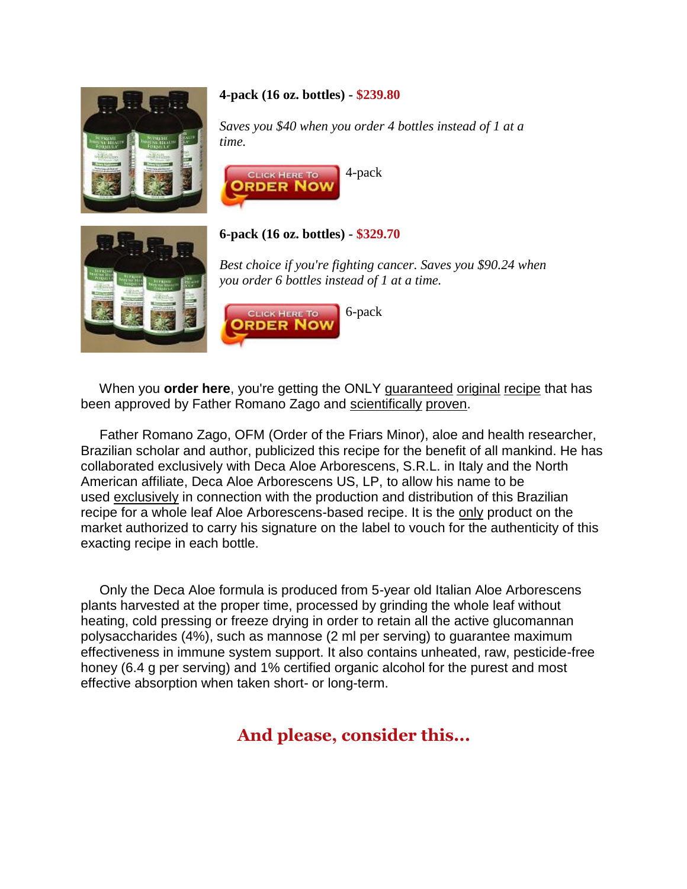**4-pack (16 oz. bottles) - $239.80**

*Saves you $40 when you order 4 bottles instead of 1 at a time.*

CLICK HERE TO ORDER NOW 4-pack

**6-pack (16 oz. bottles) - $329.70**

*Best choice if you're fighting cancer. Saves you $90.24 when you order 6 bottles instead of 1 at a time.*

CLICK HERE TO ORDER NOW 6-pack

When you **order here**, you're getting the ONLY guaranteed original recipe that has been approved by Father Romano Zago and scientifically proven.

Father Romano Zago, OFM (Order of the Friars Minor), aloe and health researcher, Brazilian scholar and author, publicized this recipe for the benefit of all mankind. He has collaborated exclusively with Deca Aloe Arborescens, S.R.L. in Italy and the North American affiliate, Deca Aloe Arborescens US, LP, to allow his name to be used exclusively in connection with the production and distribution of this Brazilian recipe for a whole leaf Aloe Arborescens-based recipe. It is the only product on the market authorized to carry his signature on the label to vouch for the authenticity of this exacting recipe in each bottle.

Only the Deca Aloe formula is produced from 5-year old Italian Aloe Arborescens plants harvested at the proper time, processed by grinding the whole leaf without heating, cold pressing or freeze drying in order to retain all the active glucomannan polysaccharides (4%), such as mannose (2 ml per serving) to guarantee maximum effectiveness in immune system support. It also contains unheated, raw, pesticide-free honey (6.4 g per serving) and 1% certified organic alcohol for the purest and most effective absorption when taken short- or long-term.

## And please, consider this...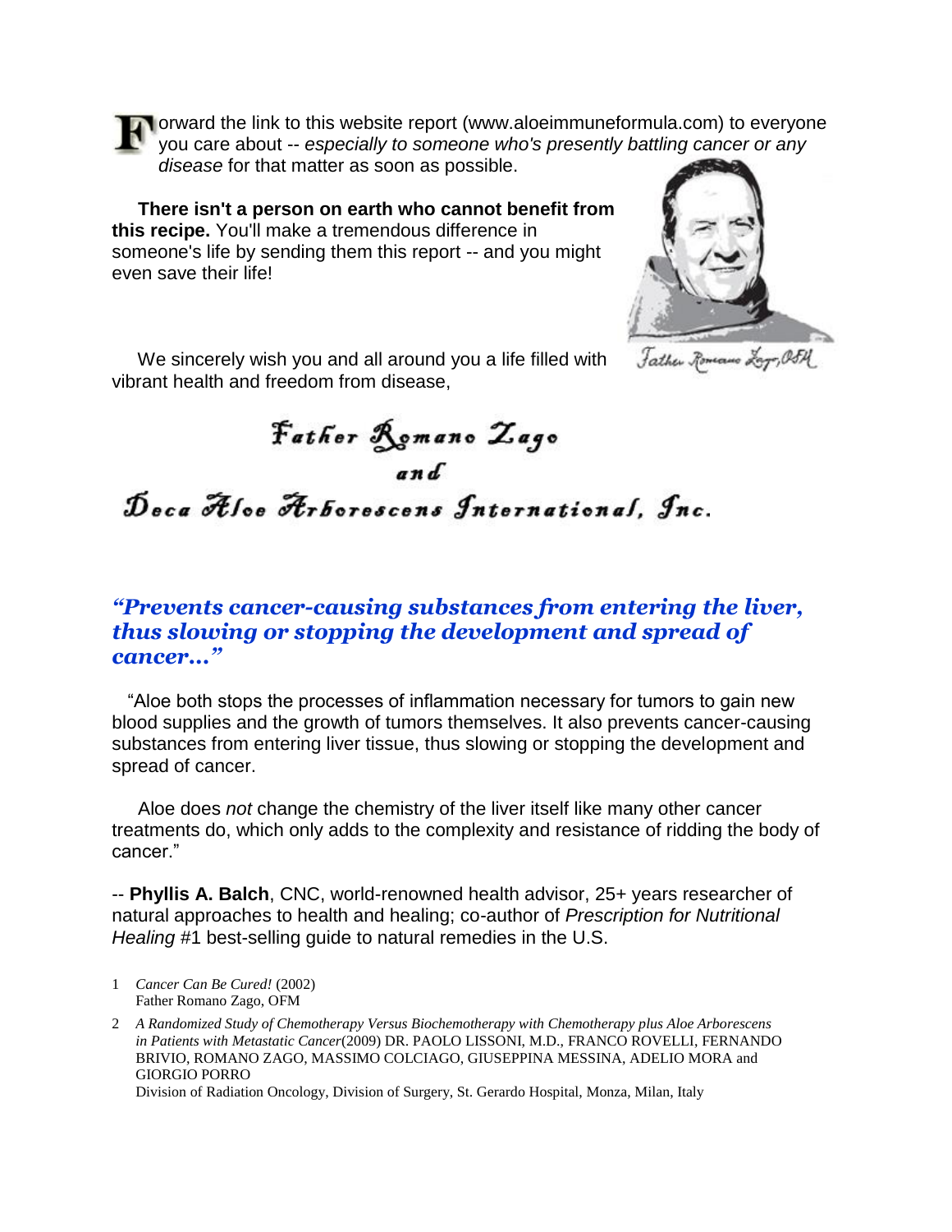Forward the link to this website report (www.aloeimmuneformula.com) to everyone you care about -- *especially to someone who's presently battling cancer or any disease* for that matter as soon as possible.

**There isn't a person on earth who cannot benefit from this recipe.** You'll make a tremendous difference in someone's life by sending them this report -- and you might even save their life!

Father Romano Zago, OFM

We sincerely wish you and all around you a life filled with vibrant health and freedom from disease,

Father Romano Zago
and
Deca Aloe Arborescens International, Inc.

### *"Prevents cancer-causing substances from entering the liver, thus slowing or stopping the development and spread of cancer..."*

"Aloe both stops the processes of inflammation necessary for tumors to gain new blood supplies and the growth of tumors themselves. It also prevents cancer-causing substances from entering liver tissue, thus slowing or stopping the development and spread of cancer.

Aloe does *not* change the chemistry of the liver itself like many other cancer treatments do, which only adds to the complexity and resistance of ridding the body of cancer."

-- **Phyllis A. Balch**, CNC, world-renowned health advisor, 25+ years researcher of natural approaches to health and healing; co-author of *Prescription for Nutritional Healing* #1 best-selling guide to natural remedies in the U.S.

1. *Cancer Can Be Cured!* (2002)
   Father Romano Zago, OFM

2. *A Randomized Study of Chemotherapy Versus Biochemotherapy with Chemotherapy plus Aloe Arborescens in Patients with Metastatic Cancer*(2009) DR. PAOLO LISSONI, M.D., FRANCO ROVELLI, FERNANDO BRIVIO, ROMANO ZAGO, MASSIMO COLCIAGO, GIUSEPPINA MESSINA, ADELIO MORA and GIORGIO PORRO
   Division of Radiation Oncology, Division of Surgery, St. Gerardo Hospital, Monza, Milan, Italy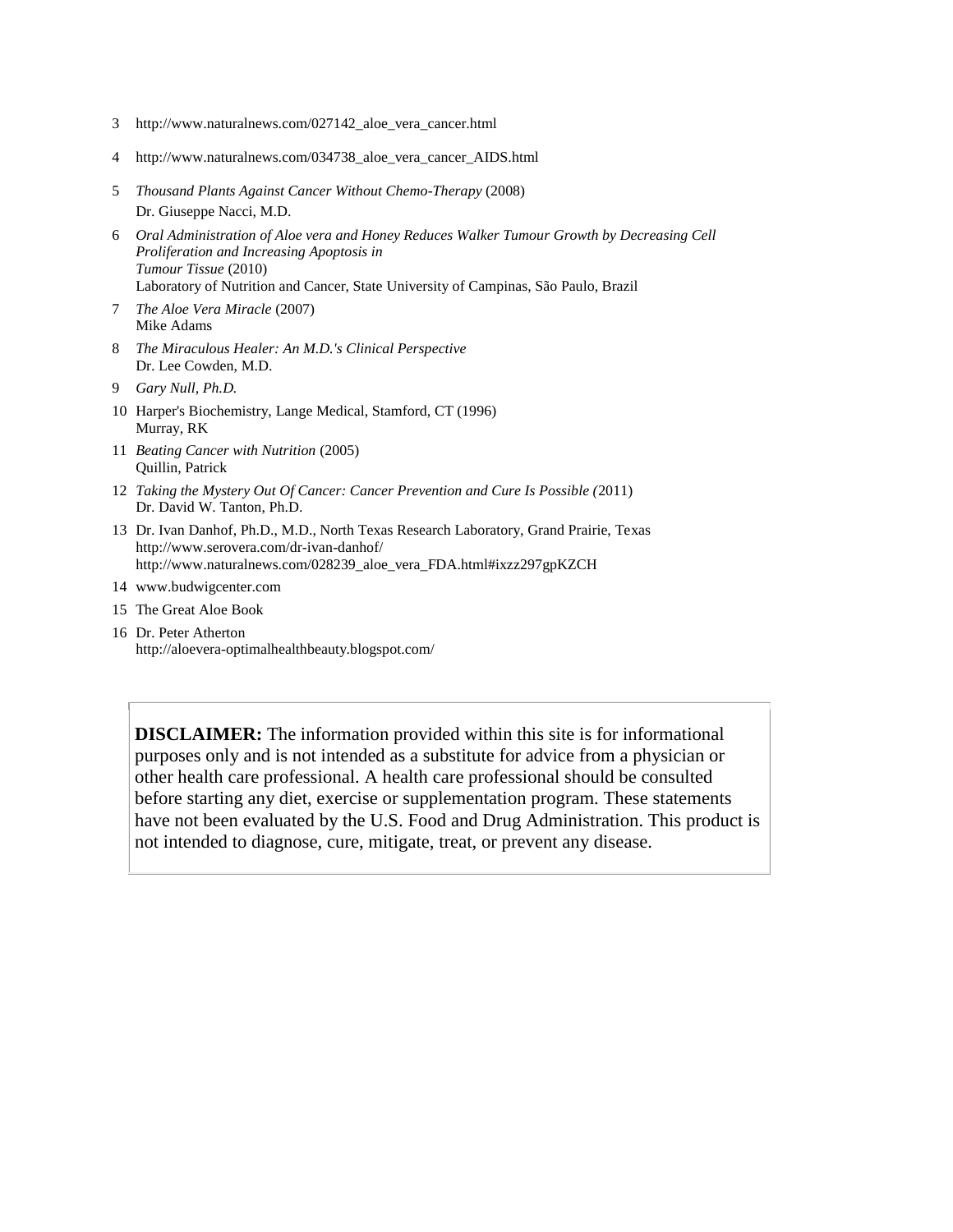3. http://www.naturalnews.com/027142_aloe_vera_cancer.html

4. http://www.naturalnews.com/034738_aloe_vera_cancer_AIDS.html

5. *Thousand Plants Against Cancer Without Chemo-Therapy* (2008)
   Dr. Giuseppe Nacci, M.D.

6. *Oral Administration of Aloe vera and Honey Reduces Walker Tumour Growth by Decreasing Cell Proliferation and Increasing Apoptosis in Tumour Tissue* (2010)
   Laboratory of Nutrition and Cancer, State University of Campinas, São Paulo, Brazil

7. *The Aloe Vera Miracle* (2007)
   Mike Adams

8. *The Miraculous Healer: An M.D.'s Clinical Perspective*
   Dr. Lee Cowden, M.D.

9. *Gary Null, Ph.D.*

10. Harper's Biochemistry, Lange Medical, Stamford, CT (1996)
    Murray, RK

11. *Beating Cancer with Nutrition* (2005)
    Quillin, Patrick

12. *Taking the Mystery Out Of Cancer: Cancer Prevention and Cure Is Possible (*2011)
    Dr. David W. Tanton, Ph.D.

13. Dr. Ivan Danhof, Ph.D., M.D., North Texas Research Laboratory, Grand Prairie, Texas
    http://www.serovera.com/dr-ivan-danhof/
    http://www.naturalnews.com/028239_aloe_vera_FDA.html#ixzz297gpKZCH

14. www.budwigcenter.com

15. The Great Aloe Book

16. Dr. Peter Atherton
    http://aloevera-optimalhealthbeauty.blogspot.com/

**DISCLAIMER:** The information provided within this site is for informational purposes only and is not intended as a substitute for advice from a physician or other health care professional. A health care professional should be consulted before starting any diet, exercise or supplementation program. These statements have not been evaluated by the U.S. Food and Drug Administration. This product is not intended to diagnose, cure, mitigate, treat, or prevent any disease.